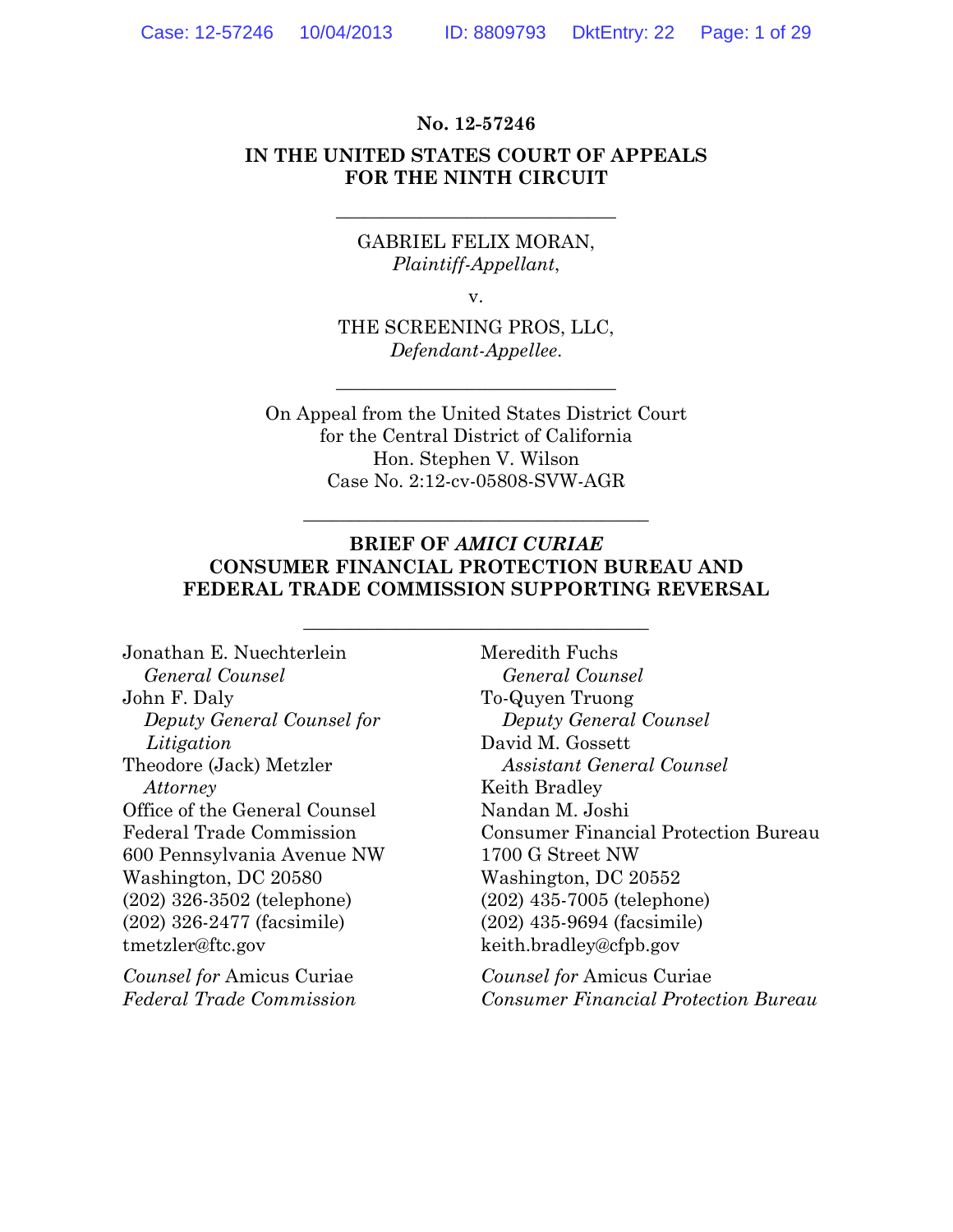**No. 12-57246**

**IN THE UNITED STATES COURT OF APPEALS FOR THE NINTH CIRCUIT**

---

GABRIEL FELIX MORAN,
*Plaintiff-Appellant*,

v.

THE SCREENING PROS, LLC,
*Defendant-Appellee*.

---

On Appeal from the United States District Court
for the Central District of California
Hon. Stephen V. Wilson
Case No. 2:12-cv-05808-SVW-AGR

---

**BRIEF OF *AMICI CURIAE* CONSUMER FINANCIAL PROTECTION BUREAU AND FEDERAL TRADE COMMISSION SUPPORTING REVERSAL**

---

Jonathan E. Nuechterlein
*General Counsel*
John F. Daly
*Deputy General Counsel for Litigation*
Theodore (Jack) Metzler
*Attorney*
Office of the General Counsel
Federal Trade Commission
600 Pennsylvania Avenue NW
Washington, DC 20580
(202) 326-3502 (telephone)
(202) 326-2477 (facsimile)
tmetzler@ftc.gov

*Counsel for* Amicus Curiae
*Federal Trade Commission*

Meredith Fuchs
*General Counsel*
To-Quyen Truong
*Deputy General Counsel*
David M. Gossett
*Assistant General Counsel*
Keith Bradley
Nandan M. Joshi
Consumer Financial Protection Bureau
1700 G Street NW
Washington, DC 20552
(202) 435-7005 (telephone)
(202) 435-9694 (facsimile)
keith.bradley@cfpb.gov

*Counsel for* Amicus Curiae
*Consumer Financial Protection Bureau*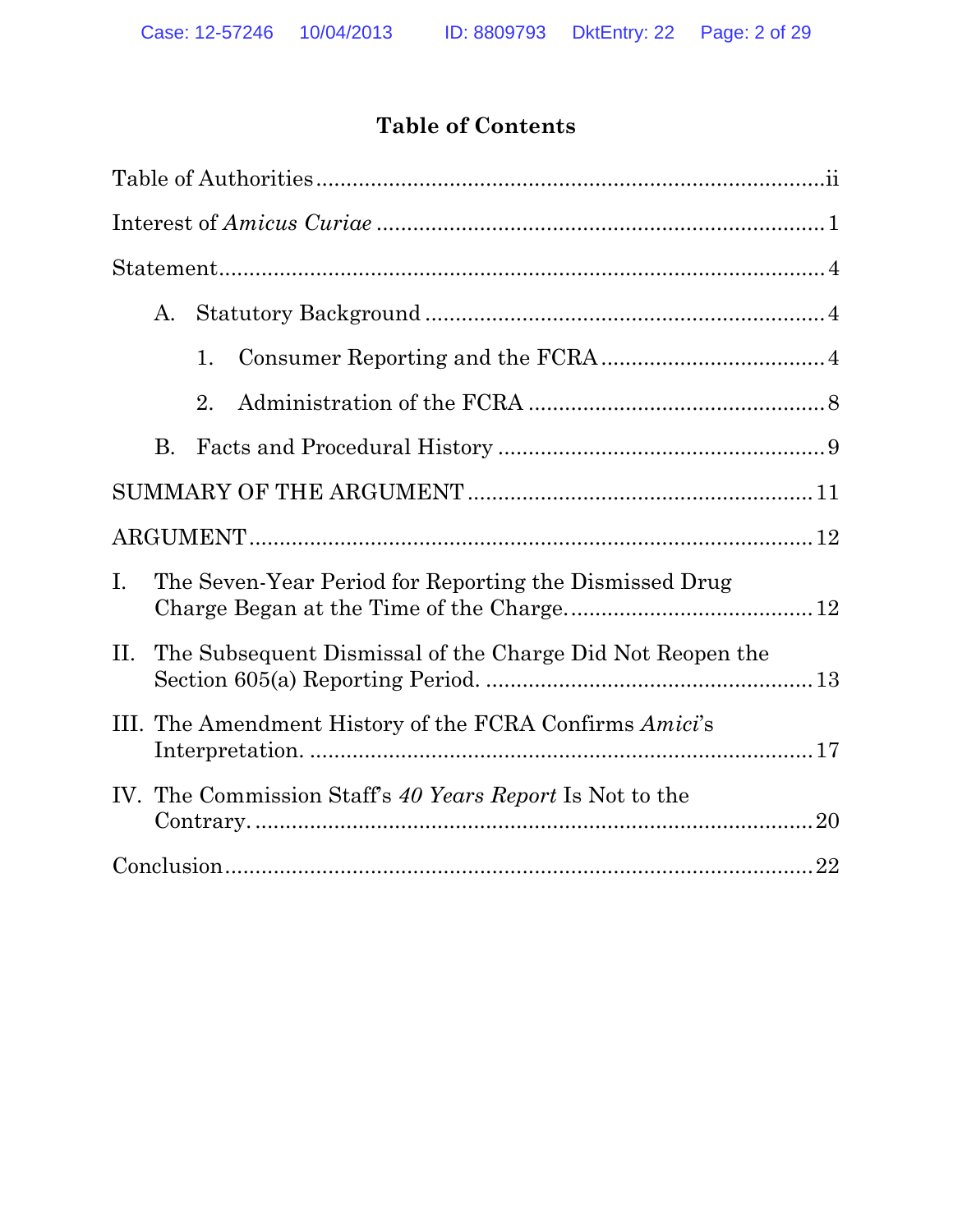# Table of Contents

Table of Authorities ... ii

Interest of *Amicus Curiae* ... 1

Statement ... 4

- A. Statutory Background ... 4
  - 1. Consumer Reporting and the FCRA ... 4
  - 2. Administration of the FCRA ... 8
- B. Facts and Procedural History ... 9

SUMMARY OF THE ARGUMENT ... 11

ARGUMENT ... 12

I. The Seven-Year Period for Reporting the Dismissed Drug Charge Began at the Time of the Charge. ... 12

II. The Subsequent Dismissal of the Charge Did Not Reopen the Section 605(a) Reporting Period. ... 13

III. The Amendment History of the FCRA Confirms *Amici*'s Interpretation. ... 17

IV. The Commission Staff's *40 Years Report* Is Not to the Contrary. ... 20

Conclusion ... 22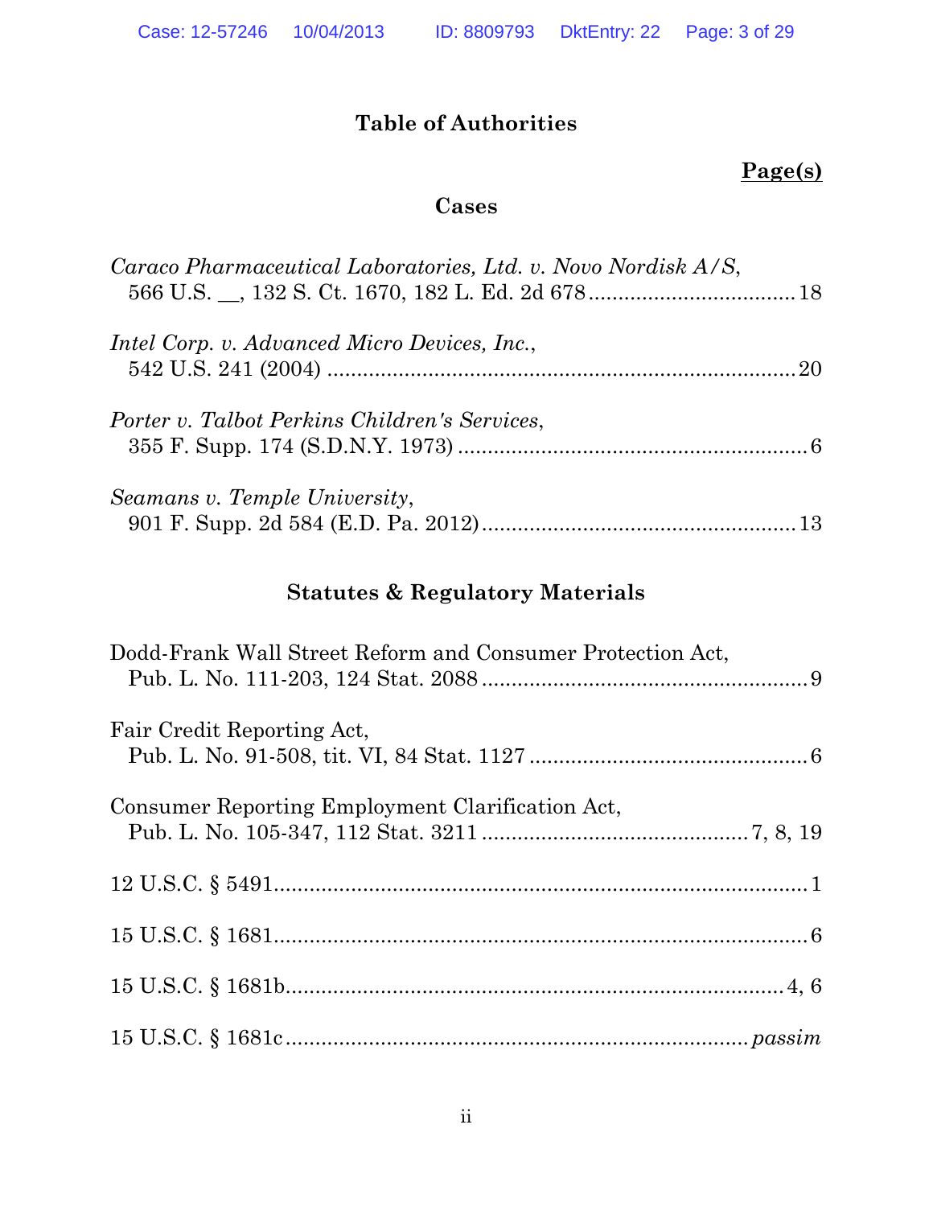## Table of Authorities

**Page(s)**

### Cases

*Caraco Pharmaceutical Laboratories, Ltd. v. Novo Nordisk A/S*,
566 U.S. __, 132 S. Ct. 1670, 182 L. Ed. 2d 678 .................................. 18

*Intel Corp. v. Advanced Micro Devices, Inc.*,
542 U.S. 241 (2004) .............................................................................. 20

*Porter v. Talbot Perkins Children's Services*,
355 F. Supp. 174 (S.D.N.Y. 1973) .......................................................... 6

*Seamans v. Temple University*,
901 F. Supp. 2d 584 (E.D. Pa. 2012) ..................................................... 13

### Statutes & Regulatory Materials

Dodd-Frank Wall Street Reform and Consumer Protection Act,
Pub. L. No. 111-203, 124 Stat. 2088 ...................................................... 9

Fair Credit Reporting Act,
Pub. L. No. 91-508, tit. VI, 84 Stat. 1127 ............................................... 6

Consumer Reporting Employment Clarification Act,
Pub. L. No. 105-347, 112 Stat. 3211 ............................................ 7, 8, 19

12 U.S.C. § 5491 ......................................................................................... 1

15 U.S.C. § 1681 ......................................................................................... 6

15 U.S.C. § 1681b ................................................................................... 4, 6

15 U.S.C. § 1681c ............................................................................ *passim*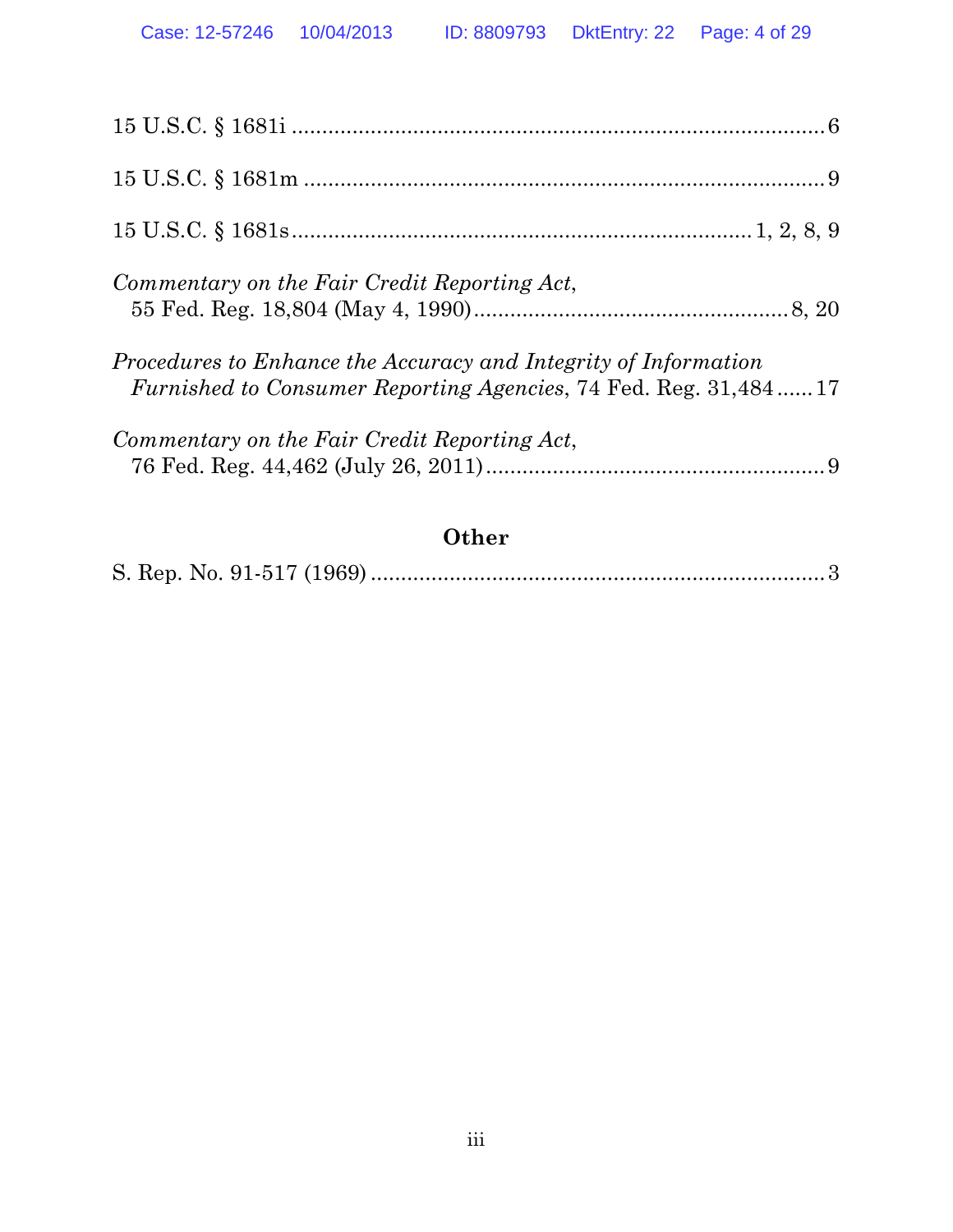15 U.S.C. § 1681i ........................................................................................ 6

15 U.S.C. § 1681m ...................................................................................... 9

15 U.S.C. § 1681s............................................................................ 1, 2, 8, 9

*Commentary on the Fair Credit Reporting Act*,
55 Fed. Reg. 18,804 (May 4, 1990).................................................... 8, 20

*Procedures to Enhance the Accuracy and Integrity of Information Furnished to Consumer Reporting Agencies*, 74 Fed. Reg. 31,484 ...... 17

*Commentary on the Fair Credit Reporting Act*,
76 Fed. Reg. 44,462 (July 26, 2011)........................................................ 9

## Other

S. Rep. No. 91-517 (1969) ........................................................................... 3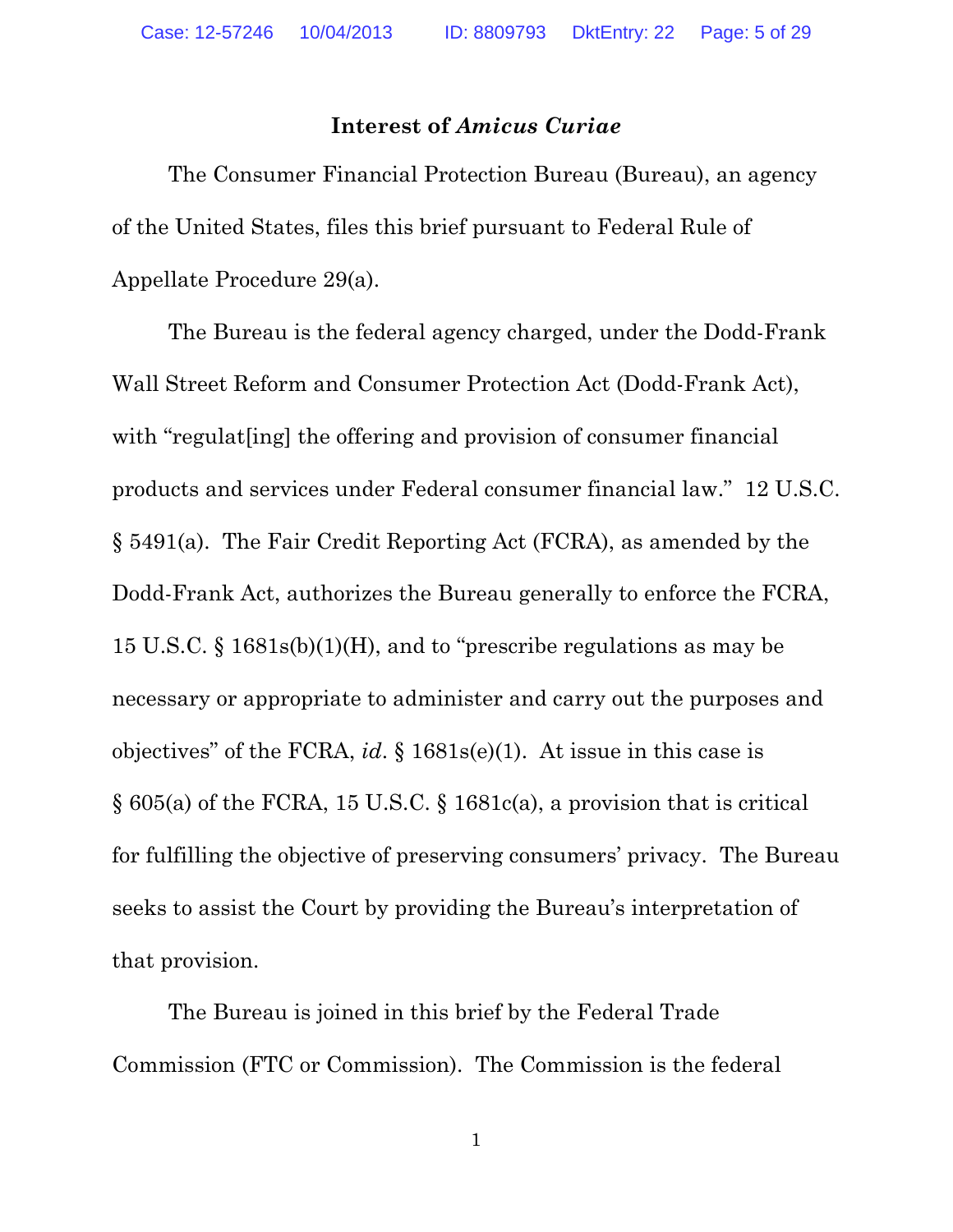## Interest of *Amicus Curiae*

The Consumer Financial Protection Bureau (Bureau), an agency of the United States, files this brief pursuant to Federal Rule of Appellate Procedure 29(a).

The Bureau is the federal agency charged, under the Dodd-Frank Wall Street Reform and Consumer Protection Act (Dodd-Frank Act), with "regulat[ing] the offering and provision of consumer financial products and services under Federal consumer financial law." 12 U.S.C. § 5491(a). The Fair Credit Reporting Act (FCRA), as amended by the Dodd-Frank Act, authorizes the Bureau generally to enforce the FCRA, 15 U.S.C. § 1681s(b)(1)(H), and to "prescribe regulations as may be necessary or appropriate to administer and carry out the purposes and objectives" of the FCRA, *id*. § 1681s(e)(1). At issue in this case is § 605(a) of the FCRA, 15 U.S.C. § 1681c(a), a provision that is critical for fulfilling the objective of preserving consumers' privacy. The Bureau seeks to assist the Court by providing the Bureau's interpretation of that provision.

The Bureau is joined in this brief by the Federal Trade Commission (FTC or Commission). The Commission is the federal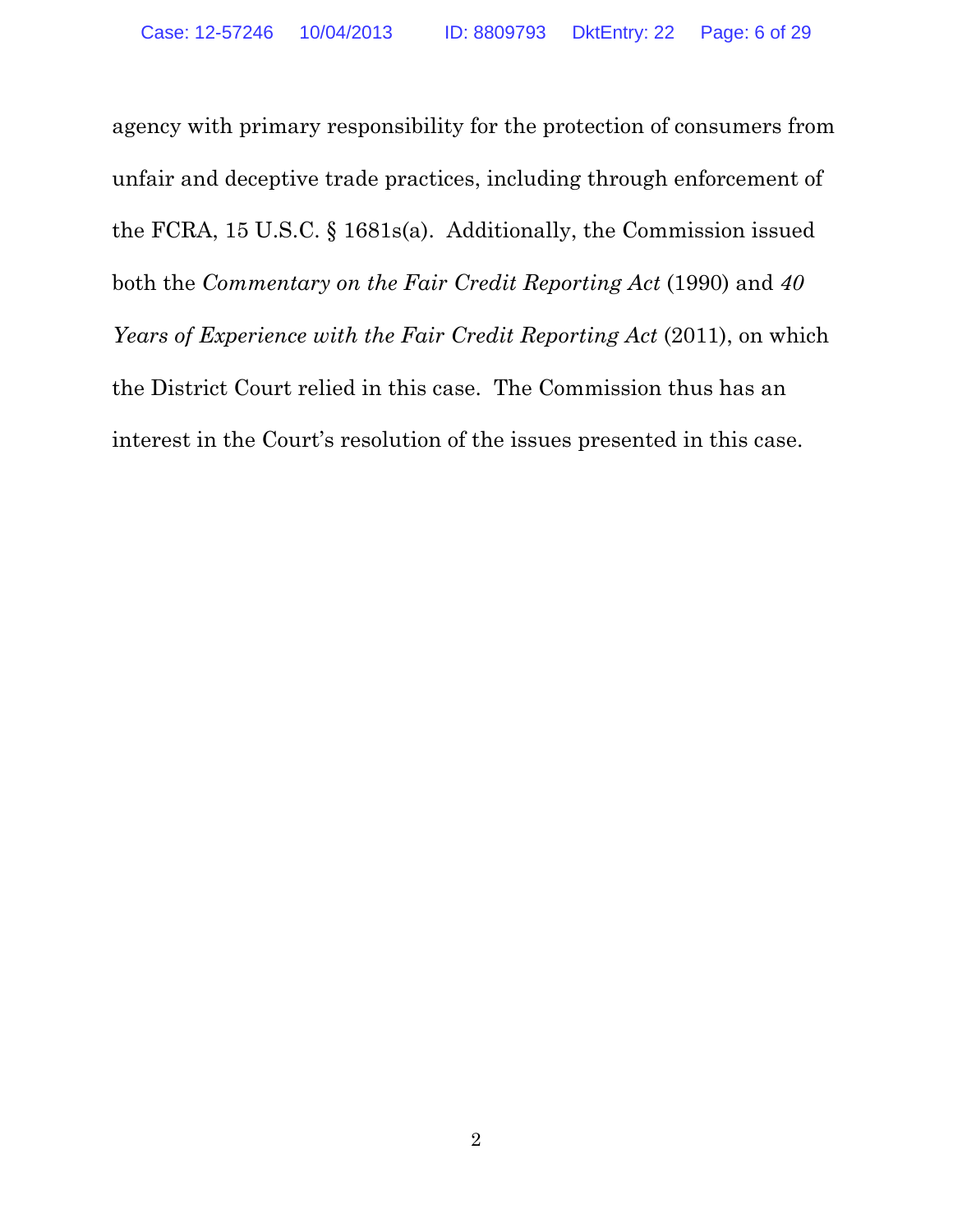agency with primary responsibility for the protection of consumers from unfair and deceptive trade practices, including through enforcement of the FCRA, 15 U.S.C. § 1681s(a). Additionally, the Commission issued both the *Commentary on the Fair Credit Reporting Act* (1990) and *40 Years of Experience with the Fair Credit Reporting Act* (2011), on which the District Court relied in this case. The Commission thus has an interest in the Court's resolution of the issues presented in this case.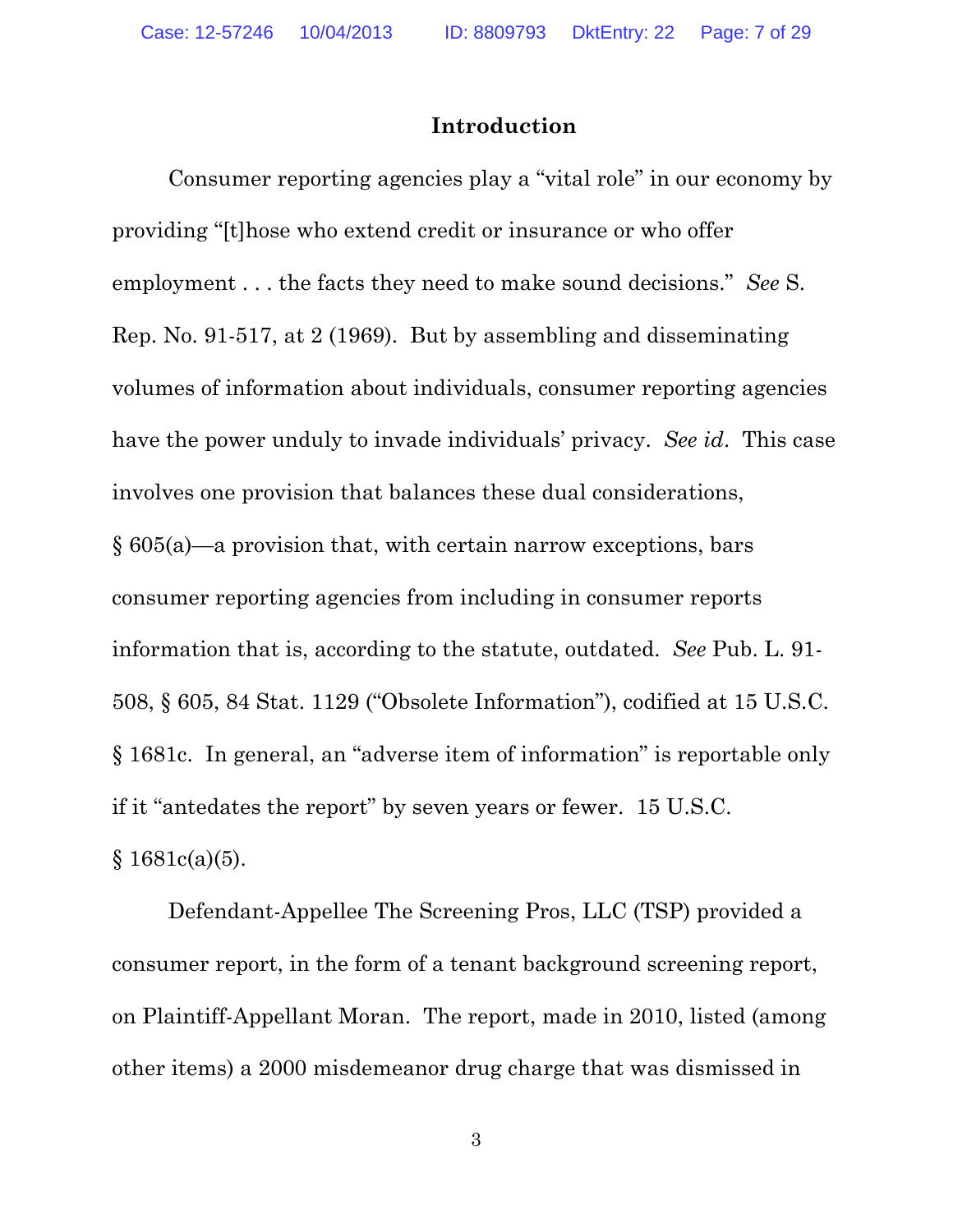## Introduction

Consumer reporting agencies play a "vital role" in our economy by providing "[t]hose who extend credit or insurance or who offer employment . . . the facts they need to make sound decisions." *See* S. Rep. No. 91-517, at 2 (1969). But by assembling and disseminating volumes of information about individuals, consumer reporting agencies have the power unduly to invade individuals' privacy. *See id*. This case involves one provision that balances these dual considerations, § 605(a)—a provision that, with certain narrow exceptions, bars consumer reporting agencies from including in consumer reports information that is, according to the statute, outdated. *See* Pub. L. 91-508, § 605, 84 Stat. 1129 ("Obsolete Information"), codified at 15 U.S.C. § 1681c. In general, an "adverse item of information" is reportable only if it "antedates the report" by seven years or fewer. 15 U.S.C. § 1681c(a)(5).

Defendant-Appellee The Screening Pros, LLC (TSP) provided a consumer report, in the form of a tenant background screening report, on Plaintiff-Appellant Moran. The report, made in 2010, listed (among other items) a 2000 misdemeanor drug charge that was dismissed in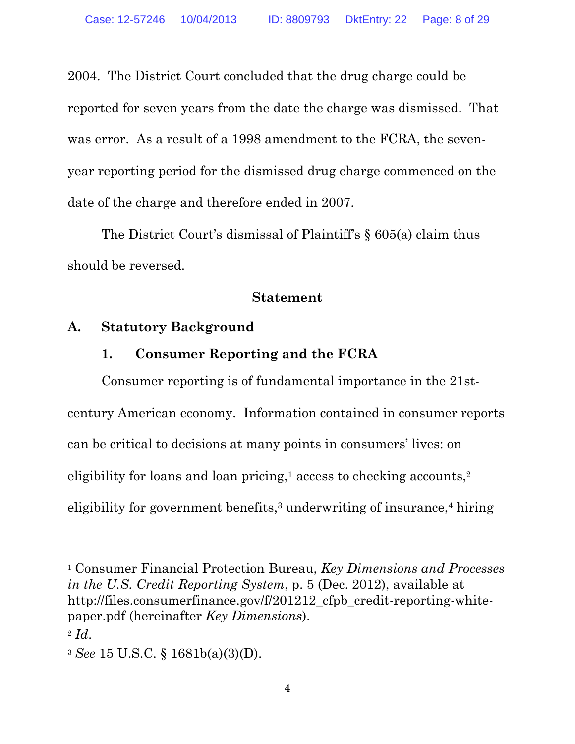2004. The District Court concluded that the drug charge could be reported for seven years from the date the charge was dismissed. That was error. As a result of a 1998 amendment to the FCRA, the seven-year reporting period for the dismissed drug charge commenced on the date of the charge and therefore ended in 2007.

The District Court's dismissal of Plaintiff's § 605(a) claim thus should be reversed.

## Statement

### A. Statutory Background

#### 1. Consumer Reporting and the FCRA

Consumer reporting is of fundamental importance in the 21st-century American economy. Information contained in consumer reports can be critical to decisions at many points in consumers' lives: on eligibility for loans and loan pricing,[1] access to checking accounts,[2] eligibility for government benefits,[3] underwriting of insurance,[4] hiring

---

[1] Consumer Financial Protection Bureau, *Key Dimensions and Processes in the U.S. Credit Reporting System*, p. 5 (Dec. 2012), available at http://files.consumerfinance.gov/f/201212_cfpb_credit-reporting-white-paper.pdf (hereinafter *Key Dimensions*).

[2] *Id*.

[3] *See* 15 U.S.C. § 1681b(a)(3)(D).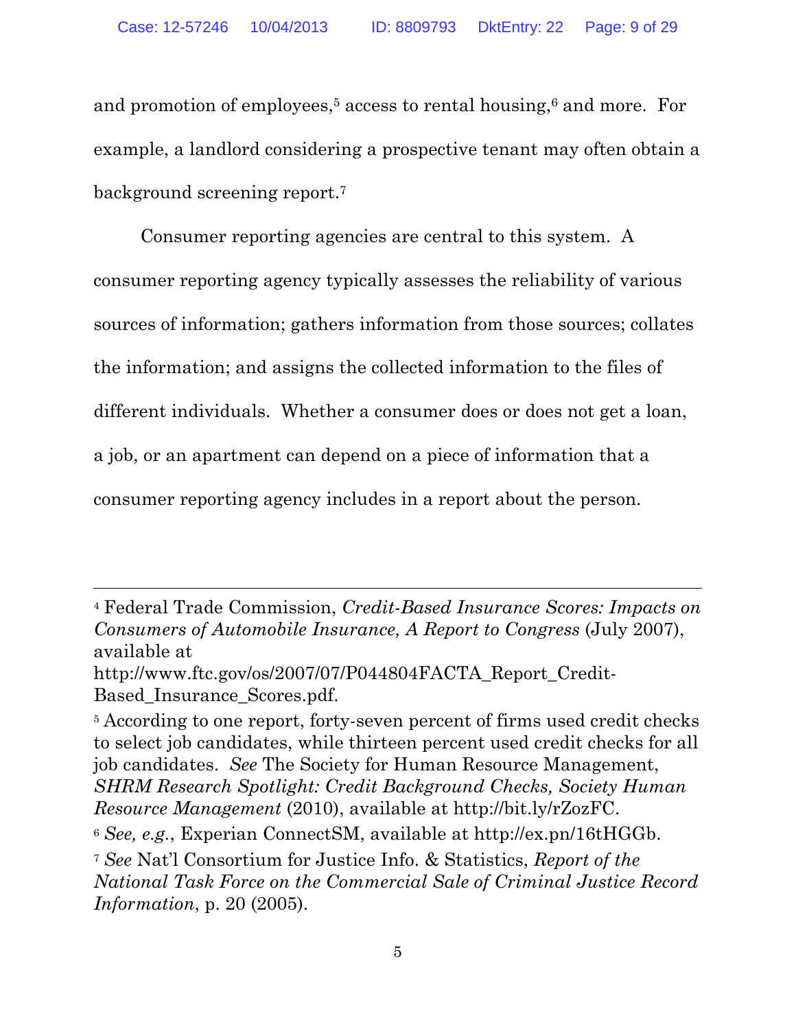and promotion of employees,[5] access to rental housing,[6] and more. For example, a landlord considering a prospective tenant may often obtain a background screening report.[7]

Consumer reporting agencies are central to this system. A consumer reporting agency typically assesses the reliability of various sources of information; gathers information from those sources; collates the information; and assigns the collected information to the files of different individuals. Whether a consumer does or does not get a loan, a job, or an apartment can depend on a piece of information that a consumer reporting agency includes in a report about the person.

---

[4] Federal Trade Commission, *Credit-Based Insurance Scores: Impacts on Consumers of Automobile Insurance, A Report to Congress* (July 2007), available at http://www.ftc.gov/os/2007/07/P044804FACTA_Report_Credit-Based_Insurance_Scores.pdf.

[5] According to one report, forty-seven percent of firms used credit checks to select job candidates, while thirteen percent used credit checks for all job candidates. *See* The Society for Human Resource Management, *SHRM Research Spotlight: Credit Background Checks, Society Human Resource Management* (2010), available at http://bit.ly/rZozFC.

[6] *See, e.g.*, Experian ConnectSM, available at http://ex.pn/16tHGGb.

[7] *See* Nat'l Consortium for Justice Info. & Statistics, *Report of the National Task Force on the Commercial Sale of Criminal Justice Record Information*, p. 20 (2005).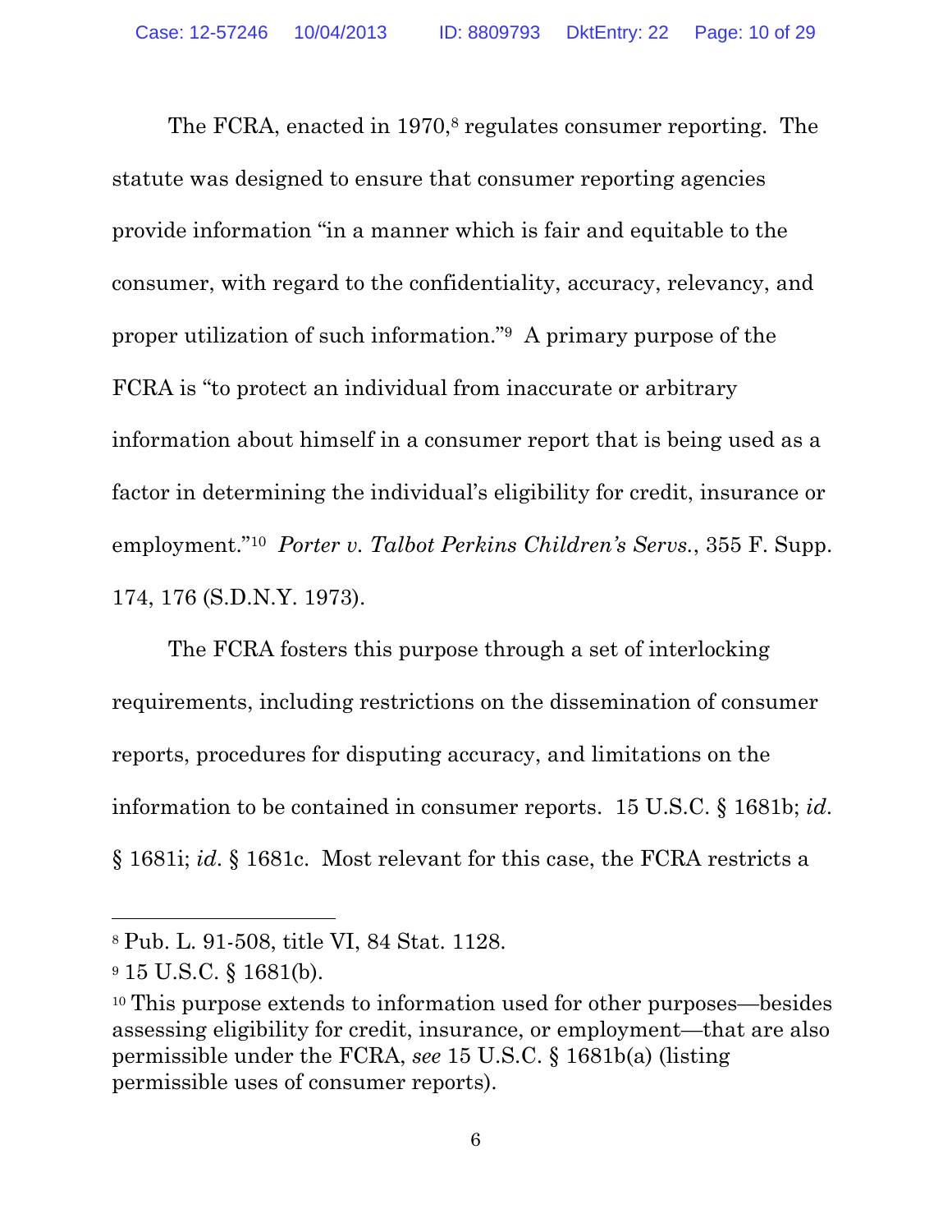The FCRA, enacted in 1970,[8] regulates consumer reporting. The statute was designed to ensure that consumer reporting agencies provide information "in a manner which is fair and equitable to the consumer, with regard to the confidentiality, accuracy, relevancy, and proper utilization of such information."[9] A primary purpose of the FCRA is "to protect an individual from inaccurate or arbitrary information about himself in a consumer report that is being used as a factor in determining the individual's eligibility for credit, insurance or employment."[10] *Porter v. Talbot Perkins Children's Servs.*, 355 F. Supp. 174, 176 (S.D.N.Y. 1973).

The FCRA fosters this purpose through a set of interlocking requirements, including restrictions on the dissemination of consumer reports, procedures for disputing accuracy, and limitations on the information to be contained in consumer reports. 15 U.S.C. § 1681b; *id.* § 1681i; *id.* § 1681c. Most relevant for this case, the FCRA restricts a

---

[8] Pub. L. 91-508, title VI, 84 Stat. 1128.

[9] 15 U.S.C. § 1681(b).

[10] This purpose extends to information used for other purposes—besides assessing eligibility for credit, insurance, or employment—that are also permissible under the FCRA, *see* 15 U.S.C. § 1681b(a) (listing permissible uses of consumer reports).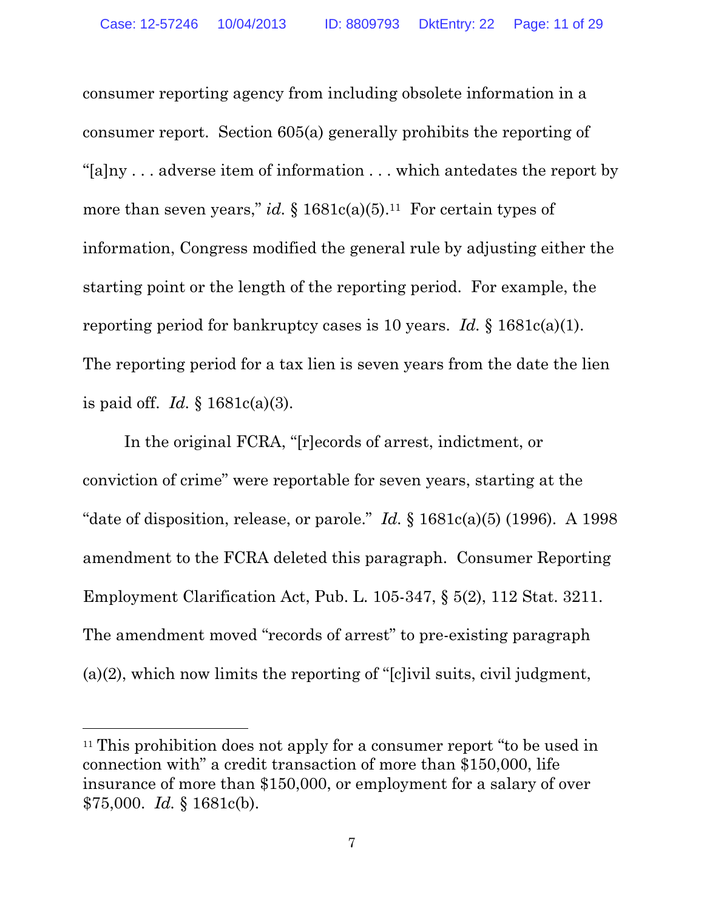consumer reporting agency from including obsolete information in a consumer report. Section 605(a) generally prohibits the reporting of "[a]ny . . . adverse item of information . . . which antedates the report by more than seven years," *id.* § 1681c(a)(5).[11] For certain types of information, Congress modified the general rule by adjusting either the starting point or the length of the reporting period. For example, the reporting period for bankruptcy cases is 10 years. *Id.* § 1681c(a)(1). The reporting period for a tax lien is seven years from the date the lien is paid off. *Id.* § 1681c(a)(3).

In the original FCRA, "[r]ecords of arrest, indictment, or conviction of crime" were reportable for seven years, starting at the "date of disposition, release, or parole." *Id.* § 1681c(a)(5) (1996). A 1998 amendment to the FCRA deleted this paragraph. Consumer Reporting Employment Clarification Act, Pub. L. 105-347, § 5(2), 112 Stat. 3211. The amendment moved "records of arrest" to pre-existing paragraph (a)(2), which now limits the reporting of "[c]ivil suits, civil judgment,

---

[11] This prohibition does not apply for a consumer report "to be used in connection with" a credit transaction of more than $150,000, life insurance of more than $150,000, or employment for a salary of over $75,000. *Id.* § 1681c(b).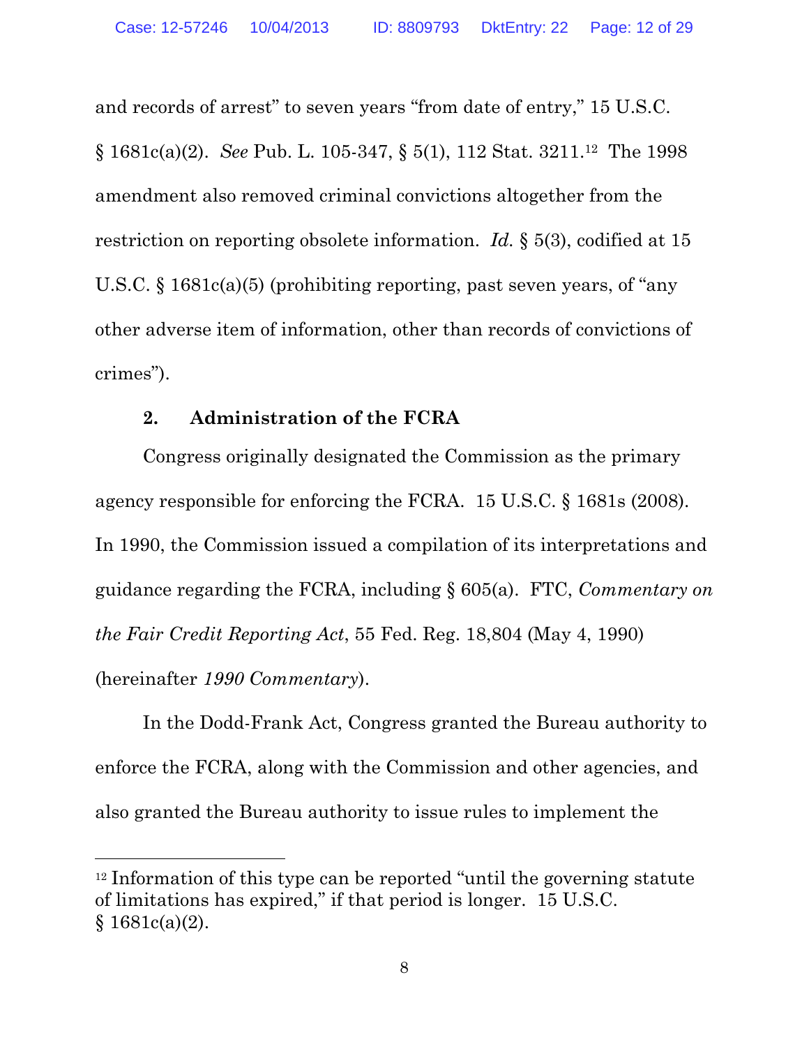and records of arrest" to seven years "from date of entry," 15 U.S.C. § 1681c(a)(2). *See* Pub. L. 105-347, § 5(1), 112 Stat. 3211.[12] The 1998 amendment also removed criminal convictions altogether from the restriction on reporting obsolete information. *Id.* § 5(3), codified at 15 U.S.C. § 1681c(a)(5) (prohibiting reporting, past seven years, of "any other adverse item of information, other than records of convictions of crimes").

**2. Administration of the FCRA**

Congress originally designated the Commission as the primary agency responsible for enforcing the FCRA. 15 U.S.C. § 1681s (2008). In 1990, the Commission issued a compilation of its interpretations and guidance regarding the FCRA, including § 605(a). FTC, *Commentary on the Fair Credit Reporting Act*, 55 Fed. Reg. 18,804 (May 4, 1990) (hereinafter *1990 Commentary*).

In the Dodd-Frank Act, Congress granted the Bureau authority to enforce the FCRA, along with the Commission and other agencies, and also granted the Bureau authority to issue rules to implement the

---

[12] Information of this type can be reported "until the governing statute of limitations has expired," if that period is longer. 15 U.S.C. § 1681c(a)(2).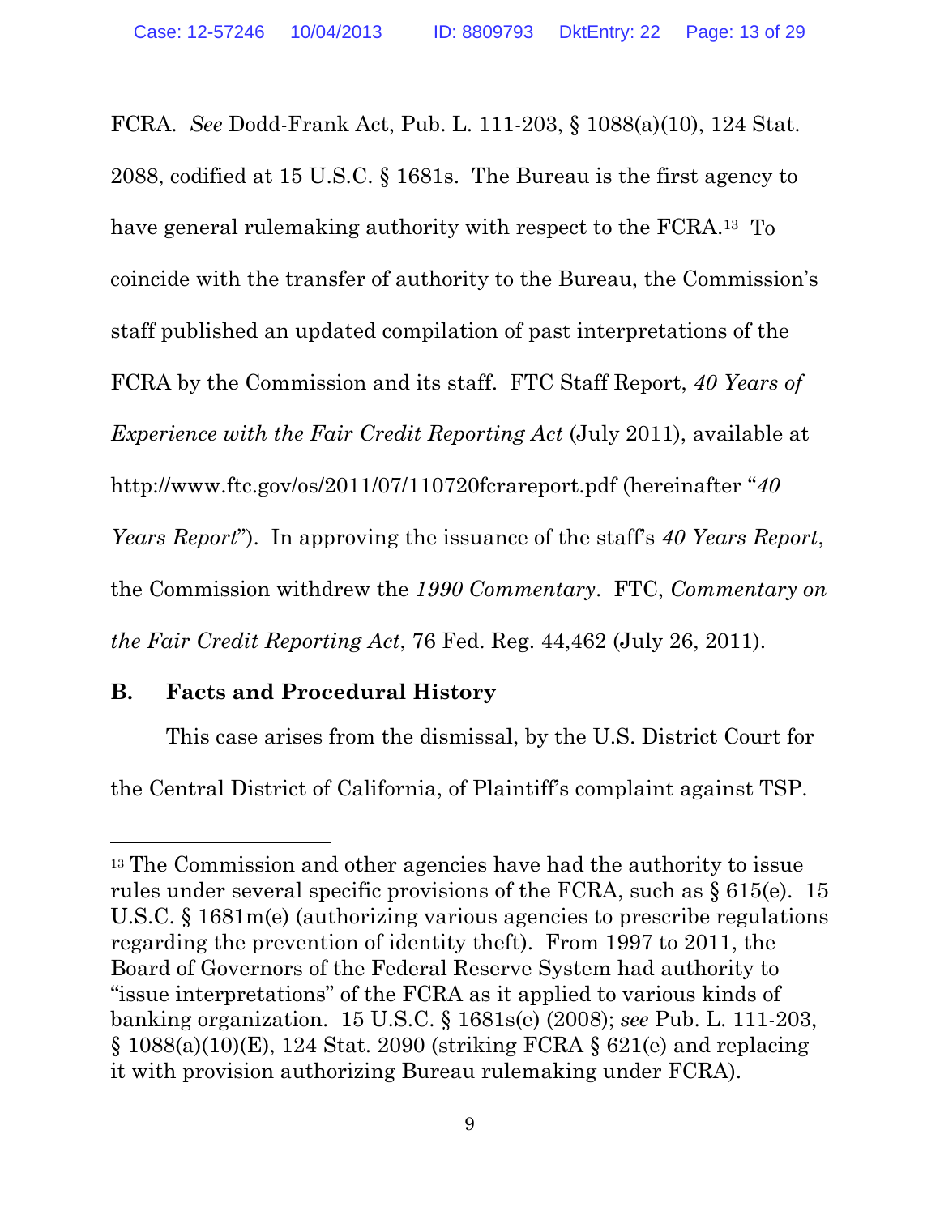FCRA. *See* Dodd-Frank Act, Pub. L. 111-203, § 1088(a)(10), 124 Stat. 2088, codified at 15 U.S.C. § 1681s. The Bureau is the first agency to have general rulemaking authority with respect to the FCRA.[13] To coincide with the transfer of authority to the Bureau, the Commission's staff published an updated compilation of past interpretations of the FCRA by the Commission and its staff. FTC Staff Report, *40 Years of Experience with the Fair Credit Reporting Act* (July 2011), available at http://www.ftc.gov/os/2011/07/110720fcrareport.pdf (hereinafter "*40 Years Report*"). In approving the issuance of the staff's *40 Years Report*, the Commission withdrew the *1990 Commentary*. FTC, *Commentary on the Fair Credit Reporting Act*, 76 Fed. Reg. 44,462 (July 26, 2011).

### B. Facts and Procedural History

This case arises from the dismissal, by the U.S. District Court for the Central District of California, of Plaintiff's complaint against TSP.

---

[13] The Commission and other agencies have had the authority to issue rules under several specific provisions of the FCRA, such as § 615(e). 15 U.S.C. § 1681m(e) (authorizing various agencies to prescribe regulations regarding the prevention of identity theft). From 1997 to 2011, the Board of Governors of the Federal Reserve System had authority to "issue interpretations" of the FCRA as it applied to various kinds of banking organization. 15 U.S.C. § 1681s(e) (2008); *see* Pub. L. 111-203, § 1088(a)(10)(E), 124 Stat. 2090 (striking FCRA § 621(e) and replacing it with provision authorizing Bureau rulemaking under FCRA).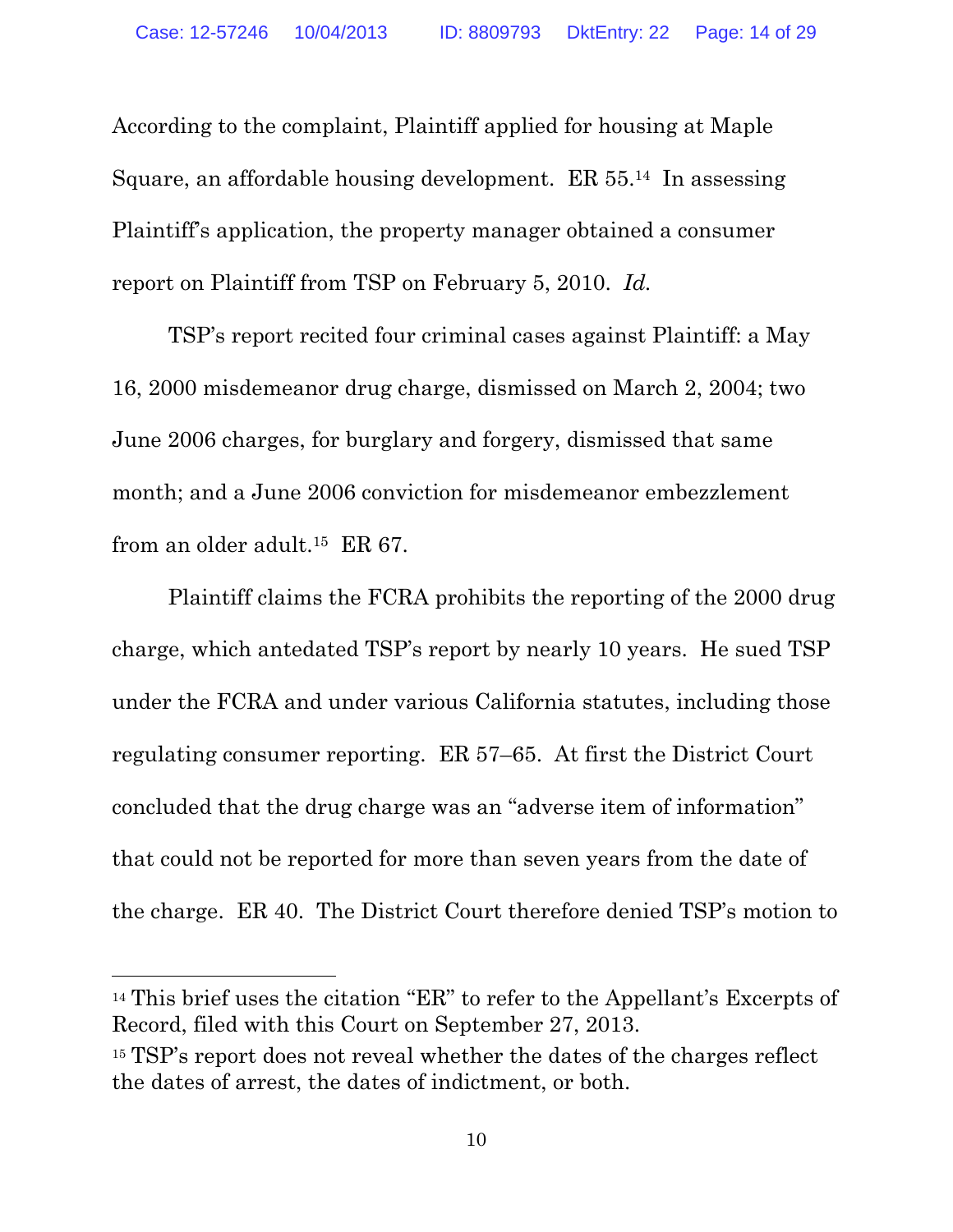According to the complaint, Plaintiff applied for housing at Maple Square, an affordable housing development. ER 55.[14] In assessing Plaintiff's application, the property manager obtained a consumer report on Plaintiff from TSP on February 5, 2010. *Id.*

TSP's report recited four criminal cases against Plaintiff: a May 16, 2000 misdemeanor drug charge, dismissed on March 2, 2004; two June 2006 charges, for burglary and forgery, dismissed that same month; and a June 2006 conviction for misdemeanor embezzlement from an older adult.[15] ER 67.

Plaintiff claims the FCRA prohibits the reporting of the 2000 drug charge, which antedated TSP's report by nearly 10 years. He sued TSP under the FCRA and under various California statutes, including those regulating consumer reporting. ER 57–65. At first the District Court concluded that the drug charge was an "adverse item of information" that could not be reported for more than seven years from the date of the charge. ER 40. The District Court therefore denied TSP's motion to

---

[14] This brief uses the citation "ER" to refer to the Appellant's Excerpts of Record, filed with this Court on September 27, 2013.

[15] TSP's report does not reveal whether the dates of the charges reflect the dates of arrest, the dates of indictment, or both.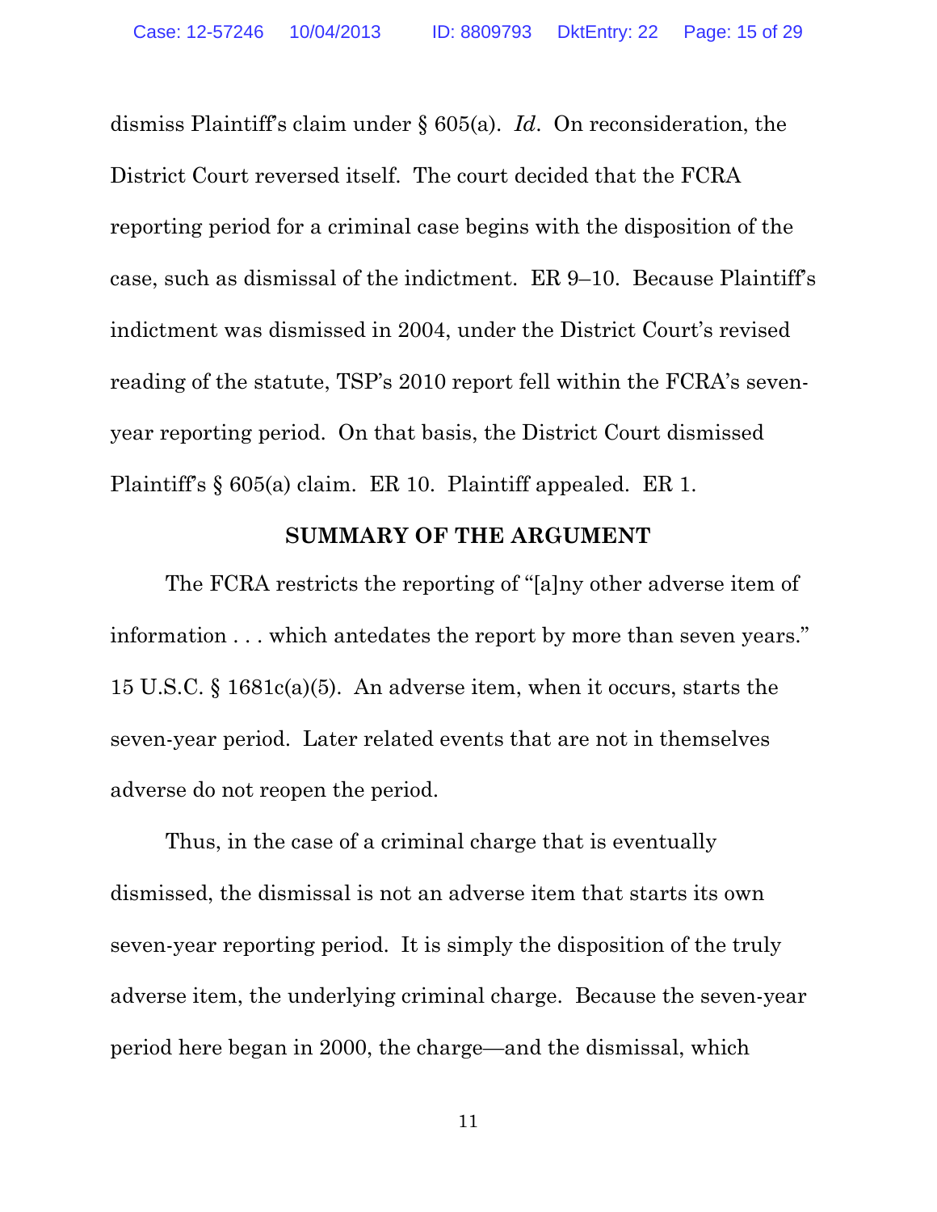dismiss Plaintiff's claim under § 605(a). *Id*. On reconsideration, the District Court reversed itself. The court decided that the FCRA reporting period for a criminal case begins with the disposition of the case, such as dismissal of the indictment. ER 9–10. Because Plaintiff's indictment was dismissed in 2004, under the District Court's revised reading of the statute, TSP's 2010 report fell within the FCRA's seven-year reporting period. On that basis, the District Court dismissed Plaintiff's § 605(a) claim. ER 10. Plaintiff appealed. ER 1.

## SUMMARY OF THE ARGUMENT

The FCRA restricts the reporting of "[a]ny other adverse item of information . . . which antedates the report by more than seven years." 15 U.S.C. § 1681c(a)(5). An adverse item, when it occurs, starts the seven-year period. Later related events that are not in themselves adverse do not reopen the period.

Thus, in the case of a criminal charge that is eventually dismissed, the dismissal is not an adverse item that starts its own seven-year reporting period. It is simply the disposition of the truly adverse item, the underlying criminal charge. Because the seven-year period here began in 2000, the charge—and the dismissal, which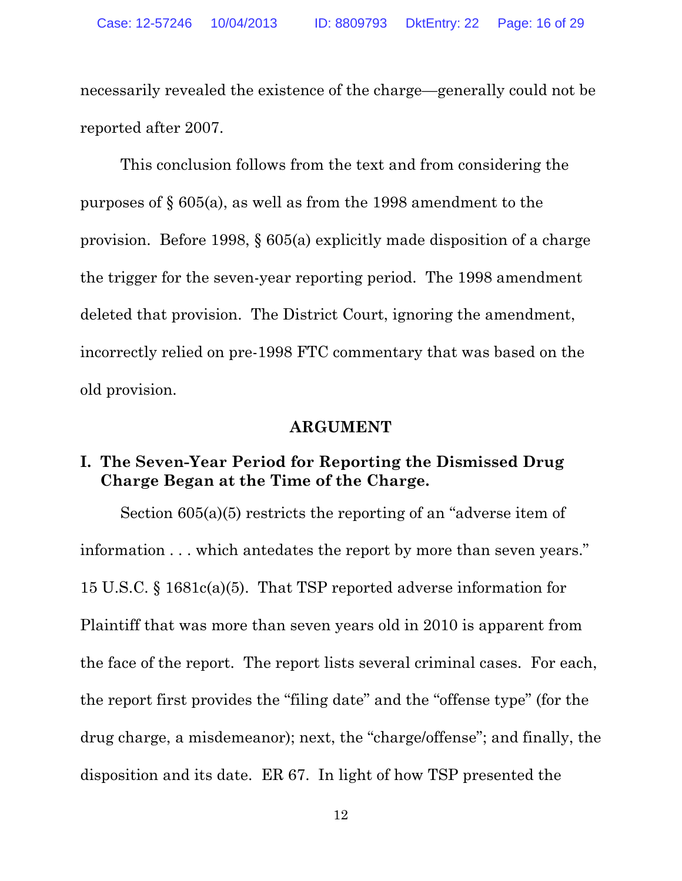necessarily revealed the existence of the charge—generally could not be reported after 2007.

This conclusion follows from the text and from considering the purposes of § 605(a), as well as from the 1998 amendment to the provision. Before 1998, § 605(a) explicitly made disposition of a charge the trigger for the seven-year reporting period. The 1998 amendment deleted that provision. The District Court, ignoring the amendment, incorrectly relied on pre-1998 FTC commentary that was based on the old provision.

## ARGUMENT

### I. The Seven-Year Period for Reporting the Dismissed Drug Charge Began at the Time of the Charge.

Section 605(a)(5) restricts the reporting of an "adverse item of information . . . which antedates the report by more than seven years." 15 U.S.C. § 1681c(a)(5). That TSP reported adverse information for Plaintiff that was more than seven years old in 2010 is apparent from the face of the report. The report lists several criminal cases. For each, the report first provides the "filing date" and the "offense type" (for the drug charge, a misdemeanor); next, the "charge/offense"; and finally, the disposition and its date. ER 67. In light of how TSP presented the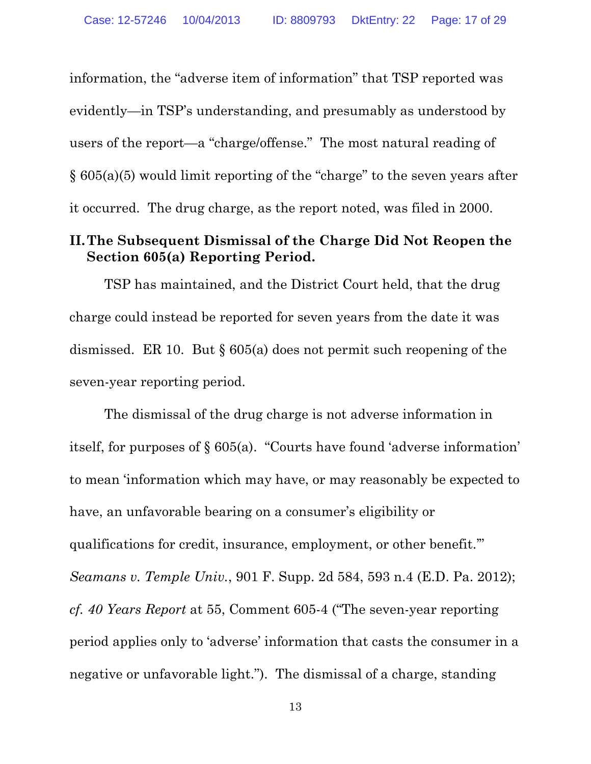information, the "adverse item of information" that TSP reported was evidently—in TSP's understanding, and presumably as understood by users of the report—a "charge/offense." The most natural reading of § 605(a)(5) would limit reporting of the "charge" to the seven years after it occurred. The drug charge, as the report noted, was filed in 2000.

## II. The Subsequent Dismissal of the Charge Did Not Reopen the Section 605(a) Reporting Period.

TSP has maintained, and the District Court held, that the drug charge could instead be reported for seven years from the date it was dismissed. ER 10. But § 605(a) does not permit such reopening of the seven-year reporting period.

The dismissal of the drug charge is not adverse information in itself, for purposes of § 605(a). "Courts have found 'adverse information' to mean 'information which may have, or may reasonably be expected to have, an unfavorable bearing on a consumer's eligibility or qualifications for credit, insurance, employment, or other benefit.'" *Seamans v. Temple Univ.*, 901 F. Supp. 2d 584, 593 n.4 (E.D. Pa. 2012); *cf. 40 Years Report* at 55, Comment 605-4 ("The seven-year reporting period applies only to 'adverse' information that casts the consumer in a negative or unfavorable light."). The dismissal of a charge, standing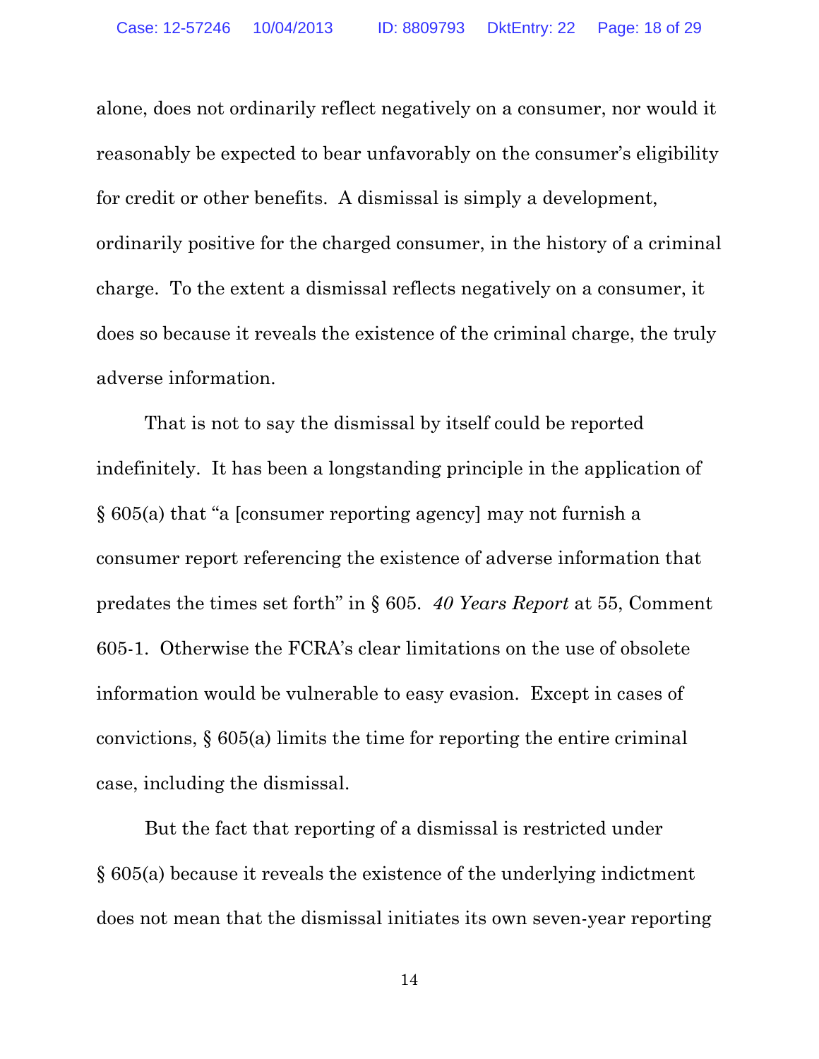alone, does not ordinarily reflect negatively on a consumer, nor would it reasonably be expected to bear unfavorably on the consumer's eligibility for credit or other benefits. A dismissal is simply a development, ordinarily positive for the charged consumer, in the history of a criminal charge. To the extent a dismissal reflects negatively on a consumer, it does so because it reveals the existence of the criminal charge, the truly adverse information.

That is not to say the dismissal by itself could be reported indefinitely. It has been a longstanding principle in the application of § 605(a) that "a [consumer reporting agency] may not furnish a consumer report referencing the existence of adverse information that predates the times set forth" in § 605. *40 Years Report* at 55, Comment 605-1. Otherwise the FCRA's clear limitations on the use of obsolete information would be vulnerable to easy evasion. Except in cases of convictions, § 605(a) limits the time for reporting the entire criminal case, including the dismissal.

But the fact that reporting of a dismissal is restricted under § 605(a) because it reveals the existence of the underlying indictment does not mean that the dismissal initiates its own seven-year reporting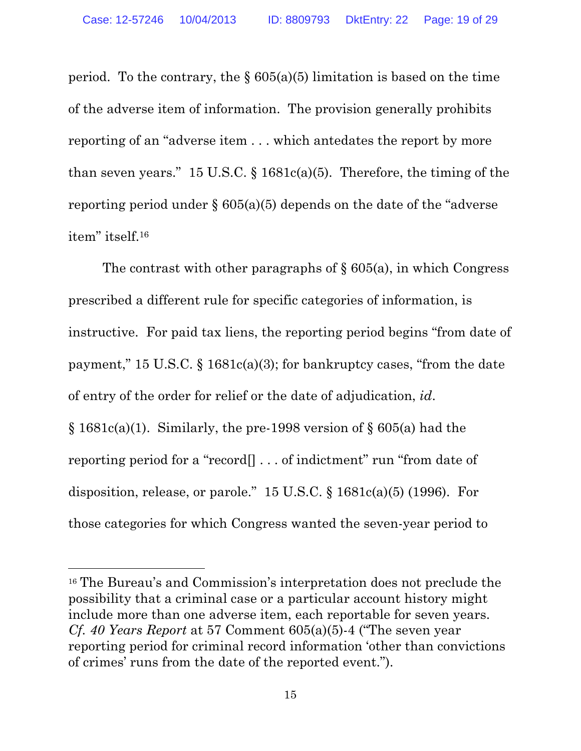period. To the contrary, the § 605(a)(5) limitation is based on the time of the adverse item of information. The provision generally prohibits reporting of an "adverse item . . . which antedates the report by more than seven years." 15 U.S.C. § 1681c(a)(5). Therefore, the timing of the reporting period under § 605(a)(5) depends on the date of the "adverse item" itself.[16]

The contrast with other paragraphs of § 605(a), in which Congress prescribed a different rule for specific categories of information, is instructive. For paid tax liens, the reporting period begins "from date of payment," 15 U.S.C. § 1681c(a)(3); for bankruptcy cases, "from the date of entry of the order for relief or the date of adjudication, *id.* § 1681c(a)(1). Similarly, the pre-1998 version of § 605(a) had the reporting period for a "record[] . . . of indictment" run "from date of disposition, release, or parole." 15 U.S.C. § 1681c(a)(5) (1996). For those categories for which Congress wanted the seven-year period to

---

[16] The Bureau's and Commission's interpretation does not preclude the possibility that a criminal case or a particular account history might include more than one adverse item, each reportable for seven years. *Cf. 40 Years Report* at 57 Comment 605(a)(5)-4 ("The seven year reporting period for criminal record information 'other than convictions of crimes' runs from the date of the reported event.").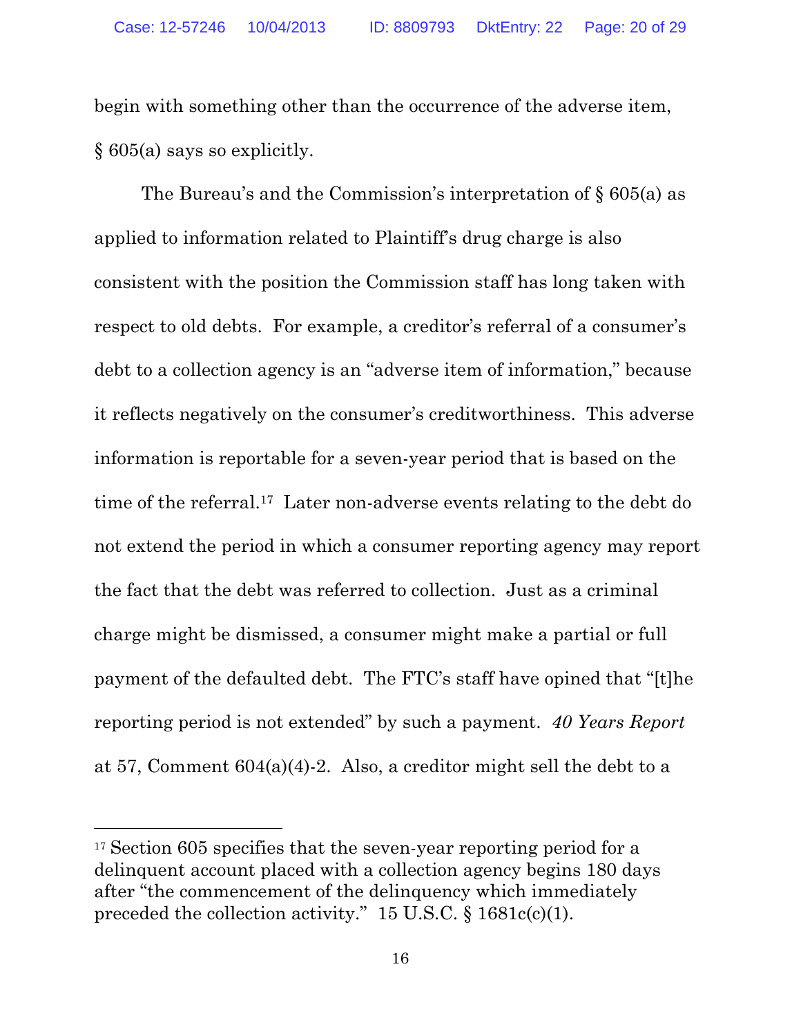begin with something other than the occurrence of the adverse item, § 605(a) says so explicitly.

The Bureau's and the Commission's interpretation of § 605(a) as applied to information related to Plaintiff's drug charge is also consistent with the position the Commission staff has long taken with respect to old debts. For example, a creditor's referral of a consumer's debt to a collection agency is an "adverse item of information," because it reflects negatively on the consumer's creditworthiness. This adverse information is reportable for a seven-year period that is based on the time of the referral.[17] Later non-adverse events relating to the debt do not extend the period in which a consumer reporting agency may report the fact that the debt was referred to collection. Just as a criminal charge might be dismissed, a consumer might make a partial or full payment of the defaulted debt. The FTC's staff have opined that "[t]he reporting period is not extended" by such a payment. *40 Years Report* at 57, Comment 604(a)(4)-2. Also, a creditor might sell the debt to a

---

[17] Section 605 specifies that the seven-year reporting period for a delinquent account placed with a collection agency begins 180 days after "the commencement of the delinquency which immediately preceded the collection activity." 15 U.S.C. § 1681c(c)(1).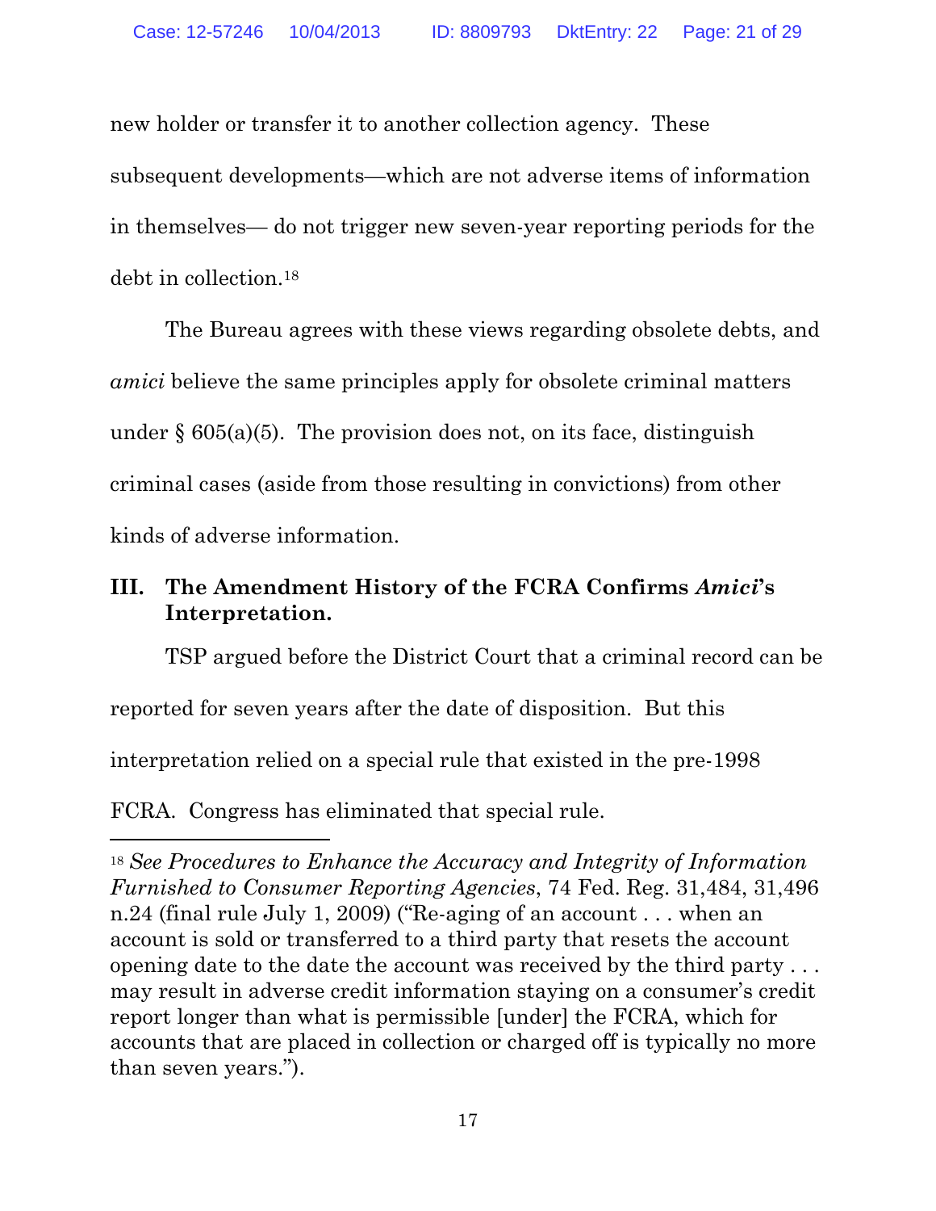new holder or transfer it to another collection agency. These subsequent developments—which are not adverse items of information in themselves— do not trigger new seven-year reporting periods for the debt in collection.[18]

The Bureau agrees with these views regarding obsolete debts, and *amici* believe the same principles apply for obsolete criminal matters under § 605(a)(5). The provision does not, on its face, distinguish criminal cases (aside from those resulting in convictions) from other kinds of adverse information.

## III. The Amendment History of the FCRA Confirms *Amici*'s Interpretation.

TSP argued before the District Court that a criminal record can be reported for seven years after the date of disposition. But this interpretation relied on a special rule that existed in the pre-1998 FCRA. Congress has eliminated that special rule.

---

[18] *See Procedures to Enhance the Accuracy and Integrity of Information Furnished to Consumer Reporting Agencies*, 74 Fed. Reg. 31,484, 31,496 n.24 (final rule July 1, 2009) ("Re-aging of an account . . . when an account is sold or transferred to a third party that resets the account opening date to the date the account was received by the third party . . . may result in adverse credit information staying on a consumer's credit report longer than what is permissible [under] the FCRA, which for accounts that are placed in collection or charged off is typically no more than seven years.").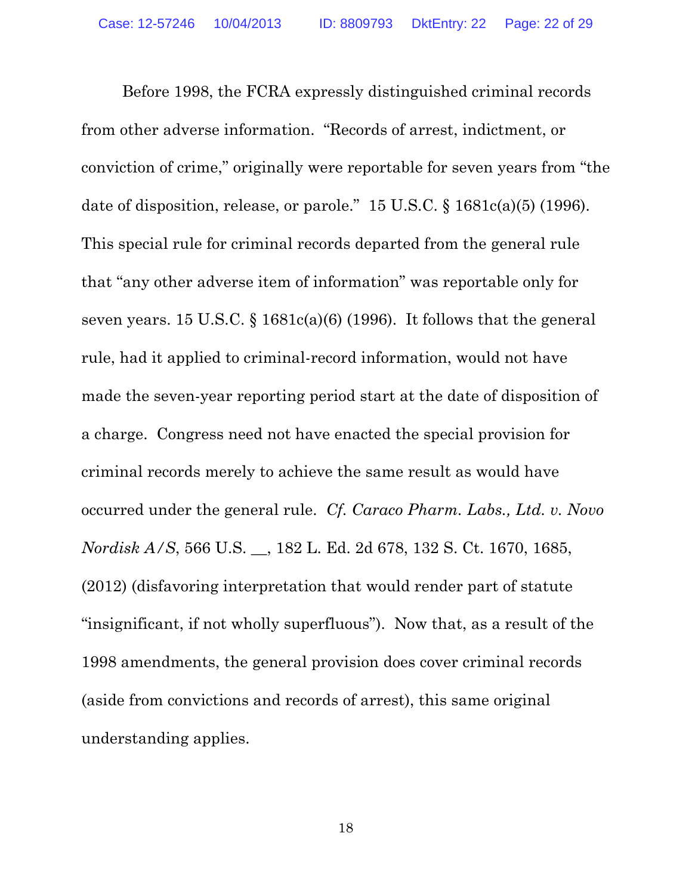Before 1998, the FCRA expressly distinguished criminal records from other adverse information. "Records of arrest, indictment, or conviction of crime," originally were reportable for seven years from "the date of disposition, release, or parole." 15 U.S.C. § 1681c(a)(5) (1996). This special rule for criminal records departed from the general rule that "any other adverse item of information" was reportable only for seven years. 15 U.S.C. § 1681c(a)(6) (1996). It follows that the general rule, had it applied to criminal-record information, would not have made the seven-year reporting period start at the date of disposition of a charge. Congress need not have enacted the special provision for criminal records merely to achieve the same result as would have occurred under the general rule. *Cf. Caraco Pharm. Labs., Ltd. v. Novo Nordisk A/S*, 566 U.S. __, 182 L. Ed. 2d 678, 132 S. Ct. 1670, 1685, (2012) (disfavoring interpretation that would render part of statute "insignificant, if not wholly superfluous"). Now that, as a result of the 1998 amendments, the general provision does cover criminal records (aside from convictions and records of arrest), this same original understanding applies.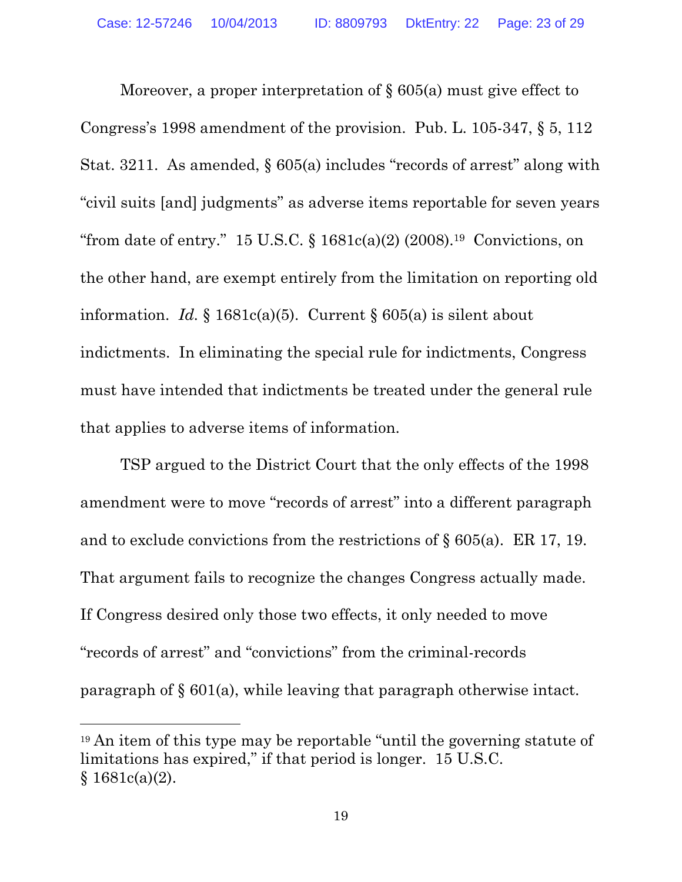Moreover, a proper interpretation of § 605(a) must give effect to Congress's 1998 amendment of the provision. Pub. L. 105-347, § 5, 112 Stat. 3211. As amended, § 605(a) includes "records of arrest" along with "civil suits [and] judgments" as adverse items reportable for seven years "from date of entry." 15 U.S.C. § 1681c(a)(2) (2008).[19] Convictions, on the other hand, are exempt entirely from the limitation on reporting old information. *Id.* § 1681c(a)(5). Current § 605(a) is silent about indictments. In eliminating the special rule for indictments, Congress must have intended that indictments be treated under the general rule that applies to adverse items of information.

TSP argued to the District Court that the only effects of the 1998 amendment were to move "records of arrest" into a different paragraph and to exclude convictions from the restrictions of § 605(a). ER 17, 19. That argument fails to recognize the changes Congress actually made. If Congress desired only those two effects, it only needed to move "records of arrest" and "convictions" from the criminal-records paragraph of § 601(a), while leaving that paragraph otherwise intact.

---

[19] An item of this type may be reportable "until the governing statute of limitations has expired," if that period is longer. 15 U.S.C. § 1681c(a)(2).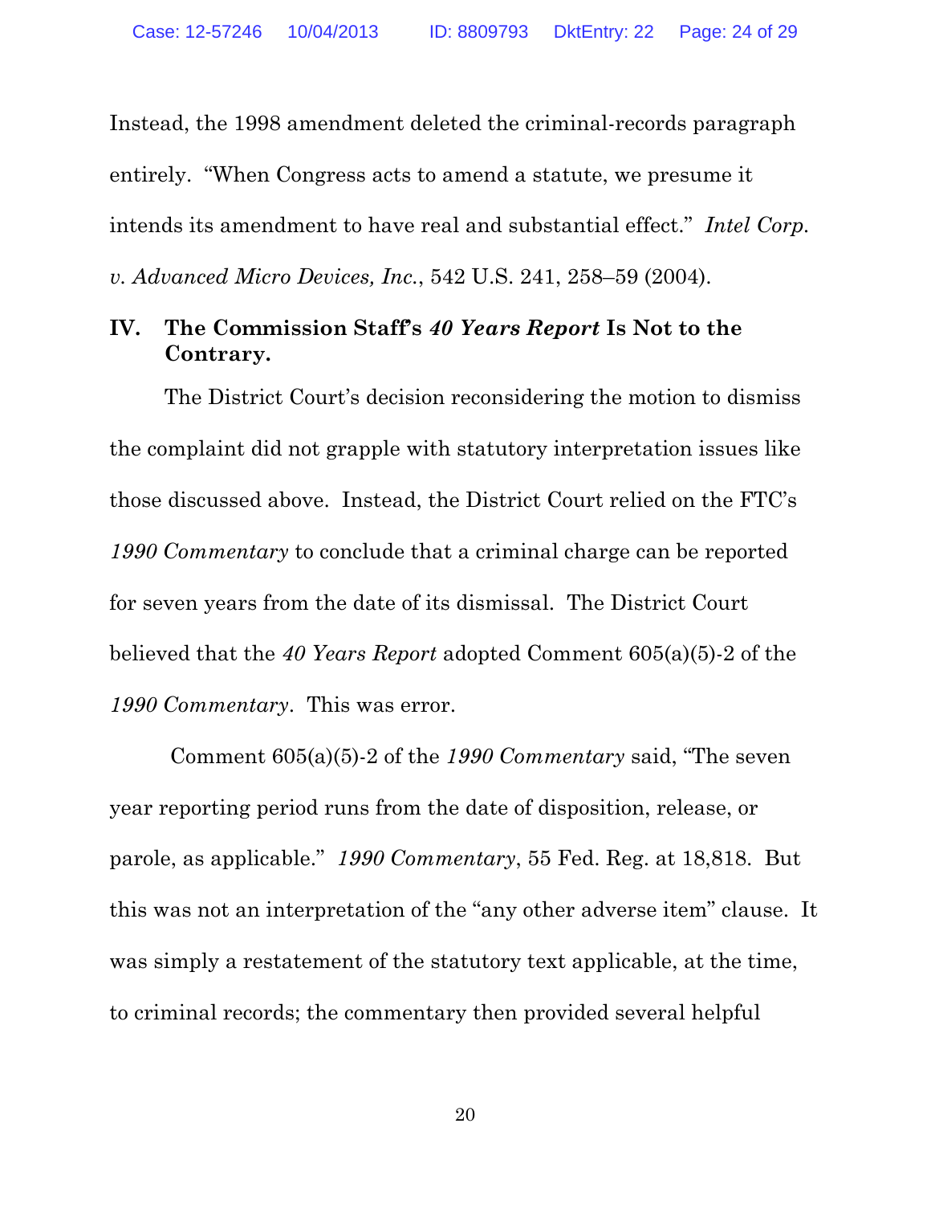Instead, the 1998 amendment deleted the criminal-records paragraph entirely. "When Congress acts to amend a statute, we presume it intends its amendment to have real and substantial effect." *Intel Corp. v. Advanced Micro Devices, Inc.*, 542 U.S. 241, 258–59 (2004).

## IV. The Commission Staff's *40 Years Report* Is Not to the Contrary.

The District Court's decision reconsidering the motion to dismiss the complaint did not grapple with statutory interpretation issues like those discussed above. Instead, the District Court relied on the FTC's *1990 Commentary* to conclude that a criminal charge can be reported for seven years from the date of its dismissal. The District Court believed that the *40 Years Report* adopted Comment 605(a)(5)-2 of the *1990 Commentary*. This was error.

Comment 605(a)(5)-2 of the *1990 Commentary* said, "The seven year reporting period runs from the date of disposition, release, or parole, as applicable." *1990 Commentary*, 55 Fed. Reg. at 18,818. But this was not an interpretation of the "any other adverse item" clause. It was simply a restatement of the statutory text applicable, at the time, to criminal records; the commentary then provided several helpful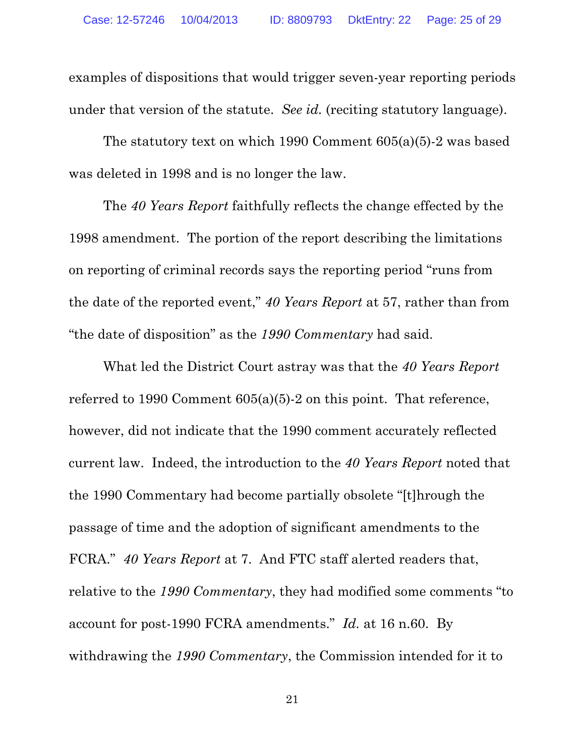examples of dispositions that would trigger seven-year reporting periods under that version of the statute. *See id.* (reciting statutory language).

The statutory text on which 1990 Comment 605(a)(5)-2 was based was deleted in 1998 and is no longer the law.

The *40 Years Report* faithfully reflects the change effected by the 1998 amendment. The portion of the report describing the limitations on reporting of criminal records says the reporting period "runs from the date of the reported event," *40 Years Report* at 57, rather than from "the date of disposition" as the *1990 Commentary* had said.

What led the District Court astray was that the *40 Years Report* referred to 1990 Comment 605(a)(5)-2 on this point. That reference, however, did not indicate that the 1990 comment accurately reflected current law. Indeed, the introduction to the *40 Years Report* noted that the 1990 Commentary had become partially obsolete "[t]hrough the passage of time and the adoption of significant amendments to the FCRA." *40 Years Report* at 7. And FTC staff alerted readers that, relative to the *1990 Commentary*, they had modified some comments "to account for post-1990 FCRA amendments." *Id.* at 16 n.60. By withdrawing the *1990 Commentary*, the Commission intended for it to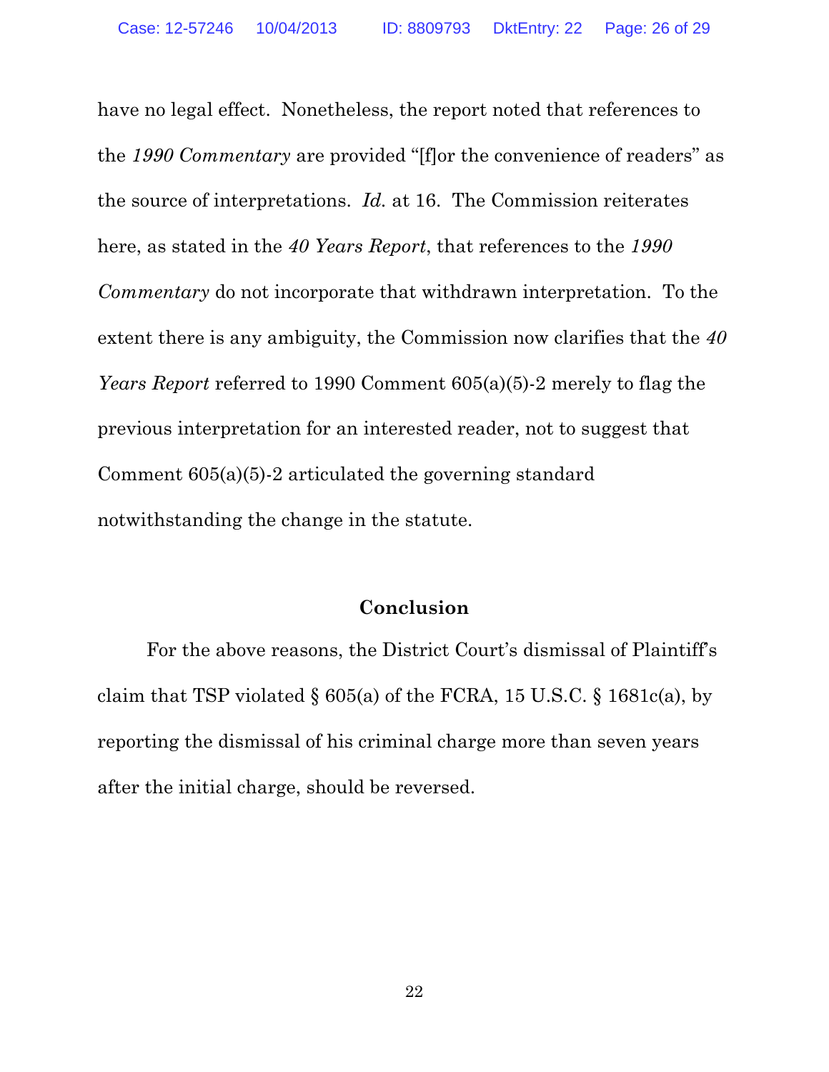have no legal effect. Nonetheless, the report noted that references to the *1990 Commentary* are provided "[f]or the convenience of readers" as the source of interpretations. *Id.* at 16. The Commission reiterates here, as stated in the *40 Years Report*, that references to the *1990 Commentary* do not incorporate that withdrawn interpretation. To the extent there is any ambiguity, the Commission now clarifies that the *40 Years Report* referred to 1990 Comment 605(a)(5)-2 merely to flag the previous interpretation for an interested reader, not to suggest that Comment 605(a)(5)-2 articulated the governing standard notwithstanding the change in the statute.

## Conclusion

For the above reasons, the District Court's dismissal of Plaintiff's claim that TSP violated § 605(a) of the FCRA, 15 U.S.C. § 1681c(a), by reporting the dismissal of his criminal charge more than seven years after the initial charge, should be reversed.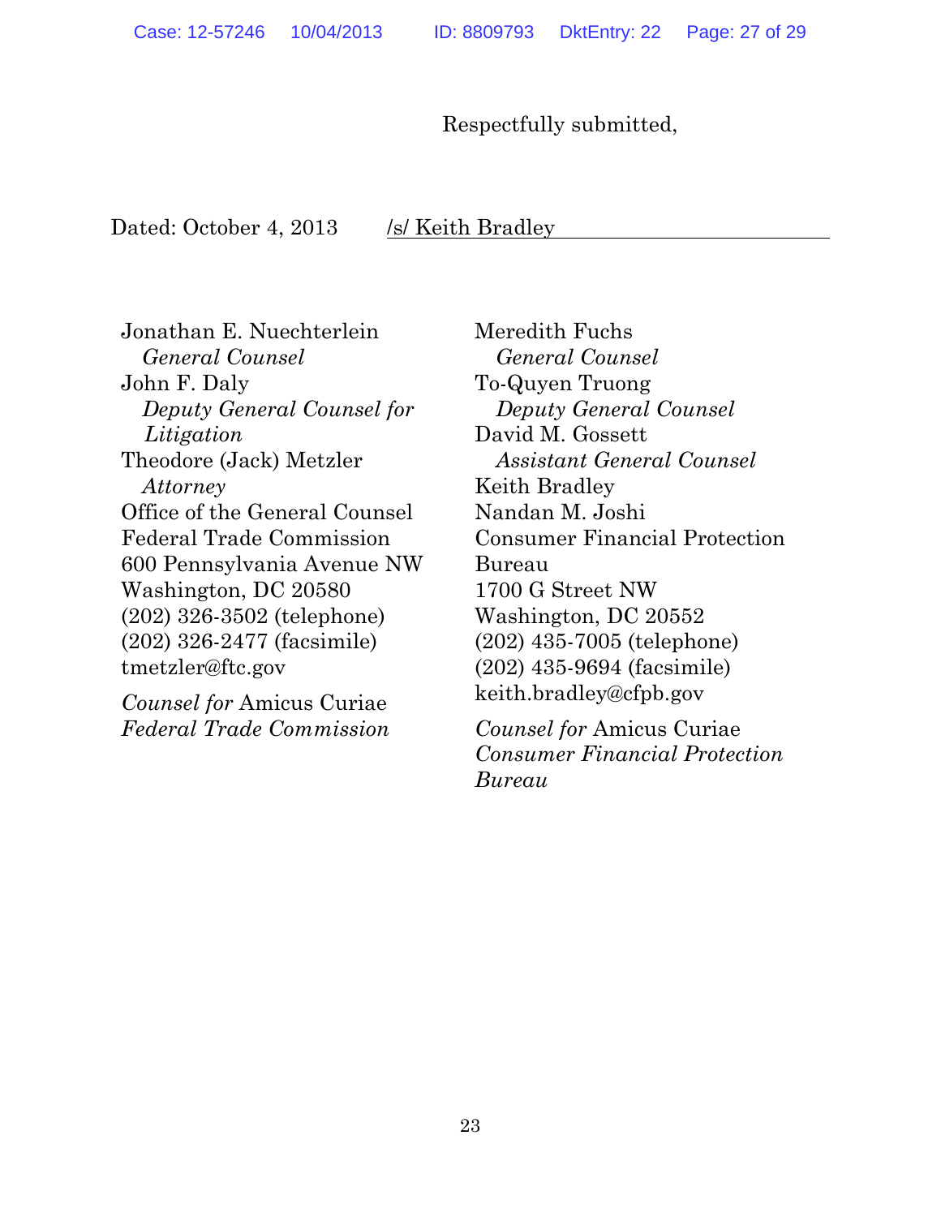Respectfully submitted,

Dated: October 4, 2013 /s/ Keith Bradley

Jonathan E. Nuechterlein
*General Counsel*
John F. Daly
*Deputy General Counsel for Litigation*
Theodore (Jack) Metzler
*Attorney*
Office of the General Counsel
Federal Trade Commission
600 Pennsylvania Avenue NW
Washington, DC 20580
(202) 326-3502 (telephone)
(202) 326-2477 (facsimile)
tmetzler@ftc.gov

*Counsel for* Amicus Curiae
*Federal Trade Commission*

Meredith Fuchs
*General Counsel*
To-Quyen Truong
*Deputy General Counsel*
David M. Gossett
*Assistant General Counsel*
Keith Bradley
Nandan M. Joshi
Consumer Financial Protection Bureau
1700 G Street NW
Washington, DC 20552
(202) 435-7005 (telephone)
(202) 435-9694 (facsimile)
keith.bradley@cfpb.gov

*Counsel for* Amicus Curiae
*Consumer Financial Protection Bureau*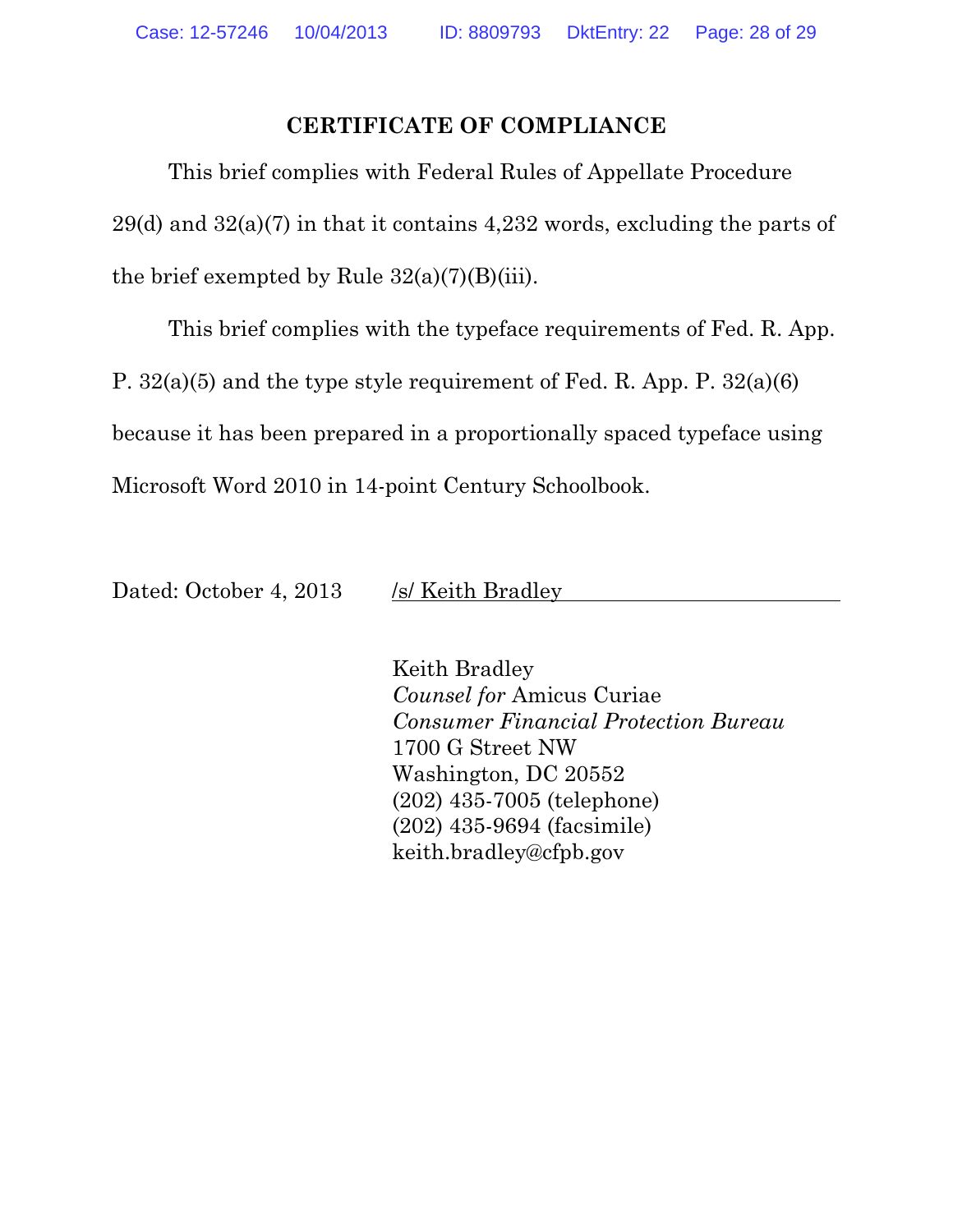## CERTIFICATE OF COMPLIANCE

This brief complies with Federal Rules of Appellate Procedure 29(d) and 32(a)(7) in that it contains 4,232 words, excluding the parts of the brief exempted by Rule 32(a)(7)(B)(iii).

This brief complies with the typeface requirements of Fed. R. App. P. 32(a)(5) and the type style requirement of Fed. R. App. P. 32(a)(6) because it has been prepared in a proportionally spaced typeface using Microsoft Word 2010 in 14-point Century Schoolbook.

Dated: October 4, 2013 /s/ Keith Bradley

Keith Bradley  
*Counsel for* Amicus Curiae  
*Consumer Financial Protection Bureau*  
1700 G Street NW  
Washington, DC 20552  
(202) 435-7005 (telephone)  
(202) 435-9694 (facsimile)  
keith.bradley@cfpb.gov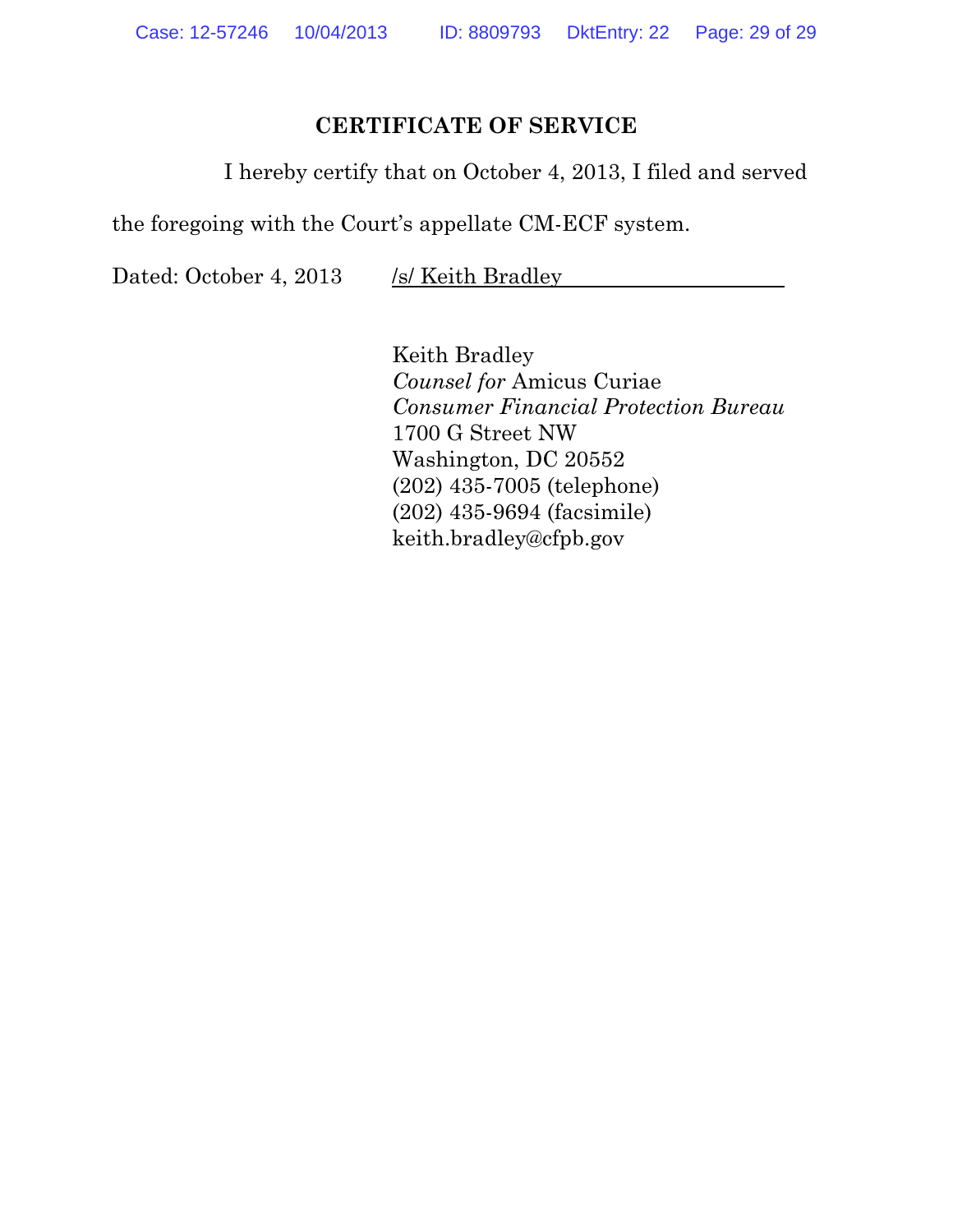## CERTIFICATE OF SERVICE

I hereby certify that on October 4, 2013, I filed and served the foregoing with the Court's appellate CM-ECF system.

Dated: October 4, 2013 /s/ Keith Bradley

Keith Bradley
*Counsel for* Amicus Curiae
*Consumer Financial Protection Bureau*
1700 G Street NW
Washington, DC 20552
(202) 435-7005 (telephone)
(202) 435-9694 (facsimile)
keith.bradley@cfpb.gov